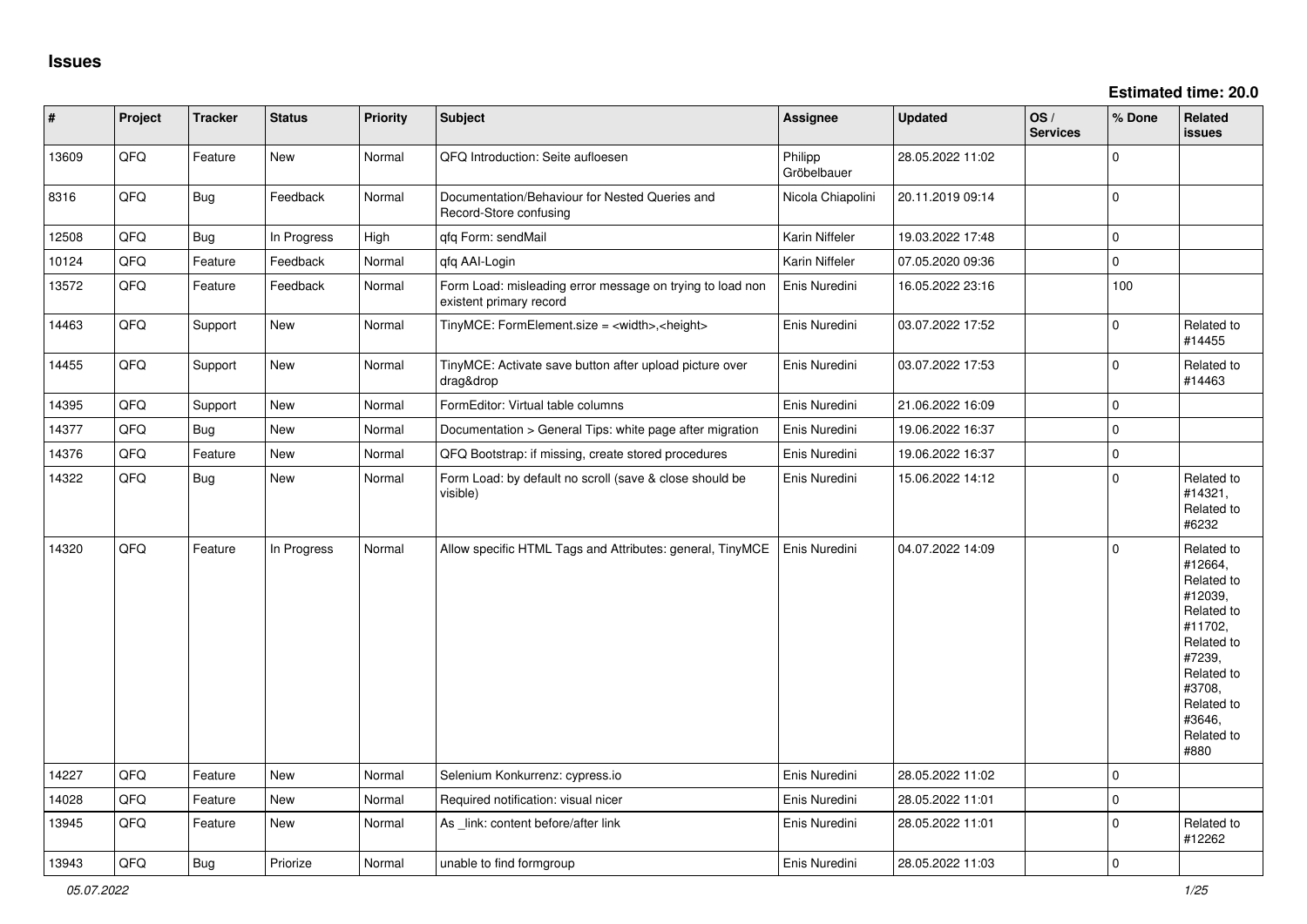## Issues

**Estimated time: 20.0**

| # | Project | Tracker | Status | Priority | Subject | Assignee | Updated | OS / Services | % Done | Related issues |
|---|---|---|---|---|---|---|---|---|---|---|
| 13609 | QFQ | Feature | New | Normal | QFQ Introduction: Seite aufloesen | Philipp Gröbelbauer | 28.05.2022 11:02 | | 0 | |
| 8316 | QFQ | Bug | Feedback | Normal | Documentation/Behaviour for Nested Queries and Record-Store confusing | Nicola Chiapolini | 20.11.2019 09:14 | | 0 | |
| 12508 | QFQ | Bug | In Progress | High | qfq Form: sendMail | Karin Niffeler | 19.03.2022 17:48 | | 0 | |
| 10124 | QFQ | Feature | Feedback | Normal | qfq AAI-Login | Karin Niffeler | 07.05.2020 09:36 | | 0 | |
| 13572 | QFQ | Feature | Feedback | Normal | Form Load: misleading error message on trying to load non existent primary record | Enis Nuredini | 16.05.2022 23:16 | | 100 | |
| 14463 | QFQ | Support | New | Normal | TinyMCE: FormElement.size = <width>,<height> | Enis Nuredini | 03.07.2022 17:52 | | 0 | Related to #14455 |
| 14455 | QFQ | Support | New | Normal | TinyMCE: Activate save button after upload picture over drag&drop | Enis Nuredini | 03.07.2022 17:53 | | 0 | Related to #14463 |
| 14395 | QFQ | Support | New | Normal | FormEditor: Virtual table columns | Enis Nuredini | 21.06.2022 16:09 | | 0 | |
| 14377 | QFQ | Bug | New | Normal | Documentation > General Tips: white page after migration | Enis Nuredini | 19.06.2022 16:37 | | 0 | |
| 14376 | QFQ | Feature | New | Normal | QFQ Bootstrap: if missing, create stored procedures | Enis Nuredini | 19.06.2022 16:37 | | 0 | |
| 14322 | QFQ | Bug | New | Normal | Form Load: by default no scroll (save & close should be visible) | Enis Nuredini | 15.06.2022 14:12 | | 0 | Related to #14321, Related to #6232 |
| 14320 | QFQ | Feature | In Progress | Normal | Allow specific HTML Tags and Attributes: general, TinyMCE | Enis Nuredini | 04.07.2022 14:09 | | 0 | Related to #12664, Related to #12039, Related to #11702, Related to #7239, Related to #3708, Related to #3646, Related to #880 |
| 14227 | QFQ | Feature | New | Normal | Selenium Konkurrenz: cypress.io | Enis Nuredini | 28.05.2022 11:02 | | 0 | |
| 14028 | QFQ | Feature | New | Normal | Required notification: visual nicer | Enis Nuredini | 28.05.2022 11:01 | | 0 | |
| 13945 | QFQ | Feature | New | Normal | As _link: content before/after link | Enis Nuredini | 28.05.2022 11:01 | | 0 | Related to #12262 |
| 13943 | QFQ | Bug | Priorize | Normal | unable to find formgroup | Enis Nuredini | 28.05.2022 11:03 | | 0 | |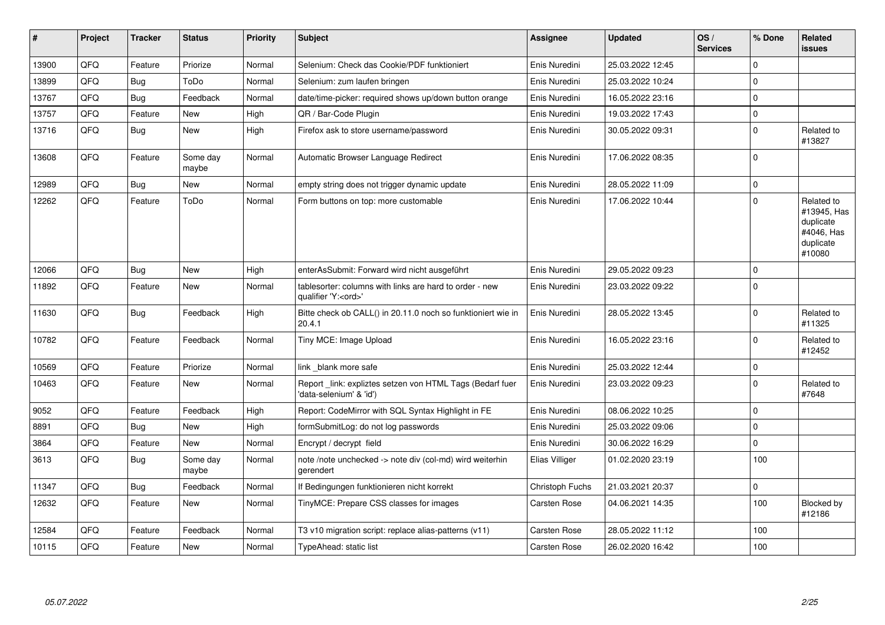| # | Project | Tracker | Status | Priority | Subject | Assignee | Updated | OS / Services | % Done | Related issues |
|---|---|---|---|---|---|---|---|---|---|---|
| 13900 | QFQ | Feature | Priorize | Normal | Selenium: Check das Cookie/PDF funktioniert | Enis Nuredini | 25.03.2022 12:45 | | 0 | |
| 13899 | QFQ | Bug | ToDo | Normal | Selenium: zum laufen bringen | Enis Nuredini | 25.03.2022 10:24 | | 0 | |
| 13767 | QFQ | Bug | Feedback | Normal | date/time-picker: required shows up/down button orange | Enis Nuredini | 16.05.2022 23:16 | | 0 | |
| 13757 | QFQ | Feature | New | High | QR / Bar-Code Plugin | Enis Nuredini | 19.03.2022 17:43 | | 0 | |
| 13716 | QFQ | Bug | New | High | Firefox ask to store username/password | Enis Nuredini | 30.05.2022 09:31 | | 0 | Related to #13827 |
| 13608 | QFQ | Feature | Some day maybe | Normal | Automatic Browser Language Redirect | Enis Nuredini | 17.06.2022 08:35 | | 0 | |
| 12989 | QFQ | Bug | New | Normal | empty string does not trigger dynamic update | Enis Nuredini | 28.05.2022 11:09 | | 0 | |
| 12262 | QFQ | Feature | ToDo | Normal | Form buttons on top: more customable | Enis Nuredini | 17.06.2022 10:44 | | 0 | Related to #13945, Has duplicate #4046, Has duplicate #10080 |
| 12066 | QFQ | Bug | New | High | enterAsSubmit: Forward wird nicht ausgeführt | Enis Nuredini | 29.05.2022 09:23 | | 0 | |
| 11892 | QFQ | Feature | New | Normal | tablesorter: columns with links are hard to order - new qualifier 'Y:<ord>' | Enis Nuredini | 23.03.2022 09:22 | | 0 | |
| 11630 | QFQ | Bug | Feedback | High | Bitte check ob CALL() in 20.11.0 noch so funktioniert wie in 20.4.1 | Enis Nuredini | 28.05.2022 13:45 | | 0 | Related to #11325 |
| 10782 | QFQ | Feature | Feedback | Normal | Tiny MCE: Image Upload | Enis Nuredini | 16.05.2022 23:16 | | 0 | Related to #12452 |
| 10569 | QFQ | Feature | Priorize | Normal | link _blank more safe | Enis Nuredini | 25.03.2022 12:44 | | 0 | |
| 10463 | QFQ | Feature | New | Normal | Report _link: expliztes setzen von HTML Tags (Bedarf fuer 'data-selenium' & 'id') | Enis Nuredini | 23.03.2022 09:23 | | 0 | Related to #7648 |
| 9052 | QFQ | Feature | Feedback | High | Report: CodeMirror with SQL Syntax Highlight in FE | Enis Nuredini | 08.06.2022 10:25 | | 0 | |
| 8891 | QFQ | Bug | New | High | formSubmitLog: do not log passwords | Enis Nuredini | 25.03.2022 09:06 | | 0 | |
| 3864 | QFQ | Feature | New | Normal | Encrypt / decrypt field | Enis Nuredini | 30.06.2022 16:29 | | 0 | |
| 3613 | QFQ | Bug | Some day maybe | Normal | note /note unchecked -> note div (col-md) wird weiterhin gerendert | Elias Villiger | 01.02.2020 23:19 | | 100 | |
| 11347 | QFQ | Bug | Feedback | Normal | If Bedingungen funktionieren nicht korrekt | Christoph Fuchs | 21.03.2021 20:37 | | 0 | |
| 12632 | QFQ | Feature | New | Normal | TinyMCE: Prepare CSS classes for images | Carsten Rose | 04.06.2021 14:35 | | 100 | Blocked by #12186 |
| 12584 | QFQ | Feature | Feedback | Normal | T3 v10 migration script: replace alias-patterns (v11) | Carsten Rose | 28.05.2022 11:12 | | 100 | |
| 10115 | QFQ | Feature | New | Normal | TypeAhead: static list | Carsten Rose | 26.02.2020 16:42 | | 100 | |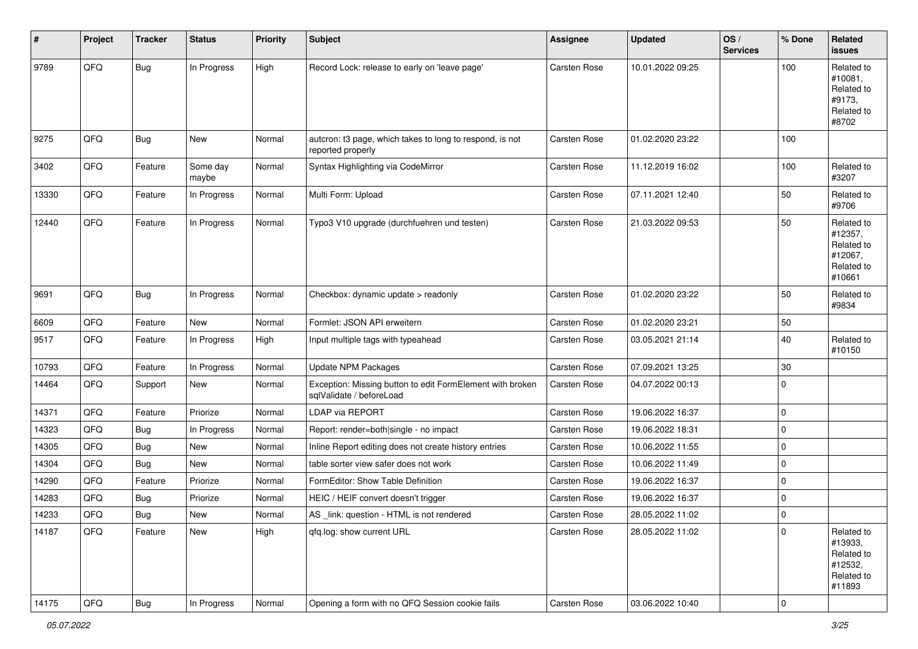| # | Project | Tracker | Status | Priority | Subject | Assignee | Updated | OS / Services | % Done | Related issues |
|---|---|---|---|---|---|---|---|---|---|---|
| 9789 | QFQ | Bug | In Progress | High | Record Lock: release to early on 'leave page' | Carsten Rose | 10.01.2022 09:25 | | 100 | Related to #10081, Related to #9173, Related to #8702 |
| 9275 | QFQ | Bug | New | Normal | autcron: t3 page, which takes to long to respond, is not reported properly | Carsten Rose | 01.02.2020 23:22 | | 100 | |
| 3402 | QFQ | Feature | Some day maybe | Normal | Syntax Highlighting via CodeMirror | Carsten Rose | 11.12.2019 16:02 | | 100 | Related to #3207 |
| 13330 | QFQ | Feature | In Progress | Normal | Multi Form: Upload | Carsten Rose | 07.11.2021 12:40 | | 50 | Related to #9706 |
| 12440 | QFQ | Feature | In Progress | Normal | Typo3 V10 upgrade (durchfuehren und testen) | Carsten Rose | 21.03.2022 09:53 | | 50 | Related to #12357, Related to #12067, Related to #10661 |
| 9691 | QFQ | Bug | In Progress | Normal | Checkbox: dynamic update > readonly | Carsten Rose | 01.02.2020 23:22 | | 50 | Related to #9834 |
| 6609 | QFQ | Feature | New | Normal | Formlet: JSON API erweitern | Carsten Rose | 01.02.2020 23:21 | | 50 | |
| 9517 | QFQ | Feature | In Progress | High | Input multiple tags with typeahead | Carsten Rose | 03.05.2021 21:14 | | 40 | Related to #10150 |
| 10793 | QFQ | Feature | In Progress | Normal | Update NPM Packages | Carsten Rose | 07.09.2021 13:25 | | 30 | |
| 14464 | QFQ | Support | New | Normal | Exception: Missing button to edit FormElement with broken sqlValidate / beforeLoad | Carsten Rose | 04.07.2022 00:13 | | 0 | |
| 14371 | QFQ | Feature | Priorize | Normal | LDAP via REPORT | Carsten Rose | 19.06.2022 16:37 | | 0 | |
| 14323 | QFQ | Bug | In Progress | Normal | Report: render=both\|single - no impact | Carsten Rose | 19.06.2022 18:31 | | 0 | |
| 14305 | QFQ | Bug | New | Normal | Inline Report editing does not create history entries | Carsten Rose | 10.06.2022 11:55 | | 0 | |
| 14304 | QFQ | Bug | New | Normal | table sorter view safer does not work | Carsten Rose | 10.06.2022 11:49 | | 0 | |
| 14290 | QFQ | Feature | Priorize | Normal | FormEditor: Show Table Definition | Carsten Rose | 19.06.2022 16:37 | | 0 | |
| 14283 | QFQ | Bug | Priorize | Normal | HEIC / HEIF convert doesn't trigger | Carsten Rose | 19.06.2022 16:37 | | 0 | |
| 14233 | QFQ | Bug | New | Normal | AS _link: question - HTML is not rendered | Carsten Rose | 28.05.2022 11:02 | | 0 | |
| 14187 | QFQ | Feature | New | High | qfq.log: show current URL | Carsten Rose | 28.05.2022 11:02 | | 0 | Related to #13933, Related to #12532, Related to #11893 |
| 14175 | QFQ | Bug | In Progress | Normal | Opening a form with no QFQ Session cookie fails | Carsten Rose | 03.06.2022 10:40 | | 0 | |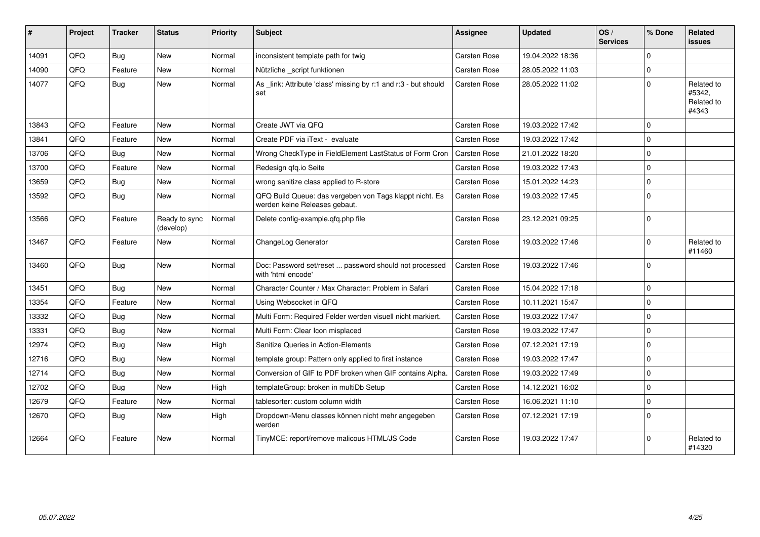| # | Project | Tracker | Status | Priority | Subject | Assignee | Updated | OS / Services | % Done | Related issues |
|---|---|---|---|---|---|---|---|---|---|---|
| 14091 | QFQ | Bug | New | Normal | inconsistent template path for twig | Carsten Rose | 19.04.2022 18:36 | | 0 | |
| 14090 | QFQ | Feature | New | Normal | Nützliche _script funktionen | Carsten Rose | 28.05.2022 11:03 | | 0 | |
| 14077 | QFQ | Bug | New | Normal | As _link: Attribute 'class' missing by r:1 and r:3 - but should set | Carsten Rose | 28.05.2022 11:02 | | 0 | Related to #5342, Related to #4343 |
| 13843 | QFQ | Feature | New | Normal | Create JWT via QFQ | Carsten Rose | 19.03.2022 17:42 | | 0 | |
| 13841 | QFQ | Feature | New | Normal | Create PDF via iText - evaluate | Carsten Rose | 19.03.2022 17:42 | | 0 | |
| 13706 | QFQ | Bug | New | Normal | Wrong CheckType in FieldElement LastStatus of Form Cron | Carsten Rose | 21.01.2022 18:20 | | 0 | |
| 13700 | QFQ | Feature | New | Normal | Redesign qfq.io Seite | Carsten Rose | 19.03.2022 17:43 | | 0 | |
| 13659 | QFQ | Bug | New | Normal | wrong sanitize class applied to R-store | Carsten Rose | 15.01.2022 14:23 | | 0 | |
| 13592 | QFQ | Bug | New | Normal | QFQ Build Queue: das vergeben von Tags klappt nicht. Es werden keine Releases gebaut. | Carsten Rose | 19.03.2022 17:45 | | 0 | |
| 13566 | QFQ | Feature | Ready to sync (develop) | Normal | Delete config-example.qfq.php file | Carsten Rose | 23.12.2021 09:25 | | 0 | |
| 13467 | QFQ | Feature | New | Normal | ChangeLog Generator | Carsten Rose | 19.03.2022 17:46 | | 0 | Related to #11460 |
| 13460 | QFQ | Bug | New | Normal | Doc: Password set/reset ... password should not processed with 'html encode' | Carsten Rose | 19.03.2022 17:46 | | 0 | |
| 13451 | QFQ | Bug | New | Normal | Character Counter / Max Character: Problem in Safari | Carsten Rose | 15.04.2022 17:18 | | 0 | |
| 13354 | QFQ | Feature | New | Normal | Using Websocket in QFQ | Carsten Rose | 10.11.2021 15:47 | | 0 | |
| 13332 | QFQ | Bug | New | Normal | Multi Form: Required Felder werden visuell nicht markiert. | Carsten Rose | 19.03.2022 17:47 | | 0 | |
| 13331 | QFQ | Bug | New | Normal | Multi Form: Clear Icon misplaced | Carsten Rose | 19.03.2022 17:47 | | 0 | |
| 12974 | QFQ | Bug | New | High | Sanitize Queries in Action-Elements | Carsten Rose | 07.12.2021 17:19 | | 0 | |
| 12716 | QFQ | Bug | New | Normal | template group: Pattern only applied to first instance | Carsten Rose | 19.03.2022 17:47 | | 0 | |
| 12714 | QFQ | Bug | New | Normal | Conversion of GIF to PDF broken when GIF contains Alpha. | Carsten Rose | 19.03.2022 17:49 | | 0 | |
| 12702 | QFQ | Bug | New | High | templateGroup: broken in multiDb Setup | Carsten Rose | 14.12.2021 16:02 | | 0 | |
| 12679 | QFQ | Feature | New | Normal | tablesorter: custom column width | Carsten Rose | 16.06.2021 11:10 | | 0 | |
| 12670 | QFQ | Bug | New | High | Dropdown-Menu classes können nicht mehr angegeben werden | Carsten Rose | 07.12.2021 17:19 | | 0 | |
| 12664 | QFQ | Feature | New | Normal | TinyMCE: report/remove malicous HTML/JS Code | Carsten Rose | 19.03.2022 17:47 | | 0 | Related to #14320 |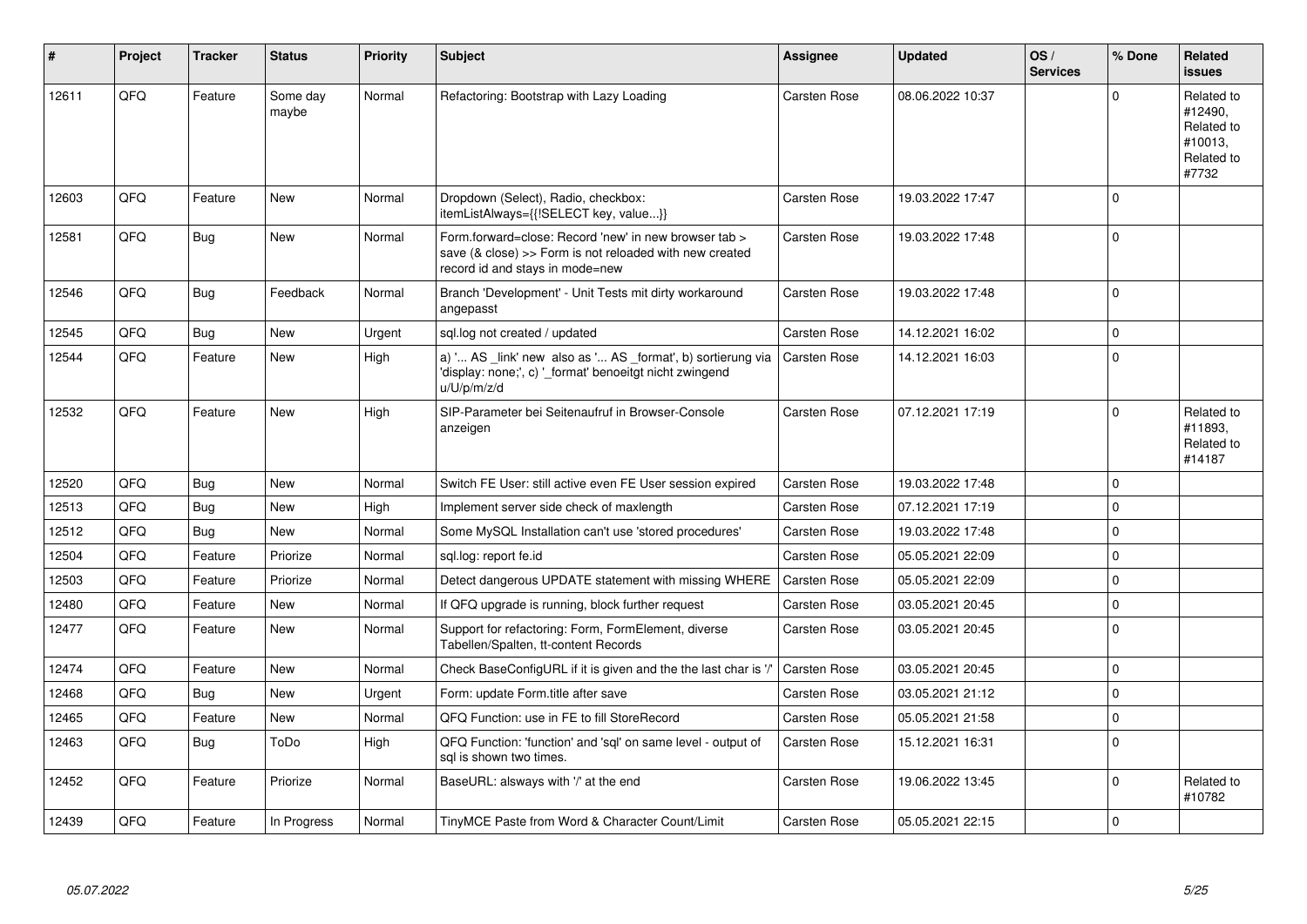| # | Project | Tracker | Status | Priority | Subject | Assignee | Updated | OS / Services | % Done | Related issues |
|---|---|---|---|---|---|---|---|---|---|---|
| 12611 | QFQ | Feature | Some day maybe | Normal | Refactoring: Bootstrap with Lazy Loading | Carsten Rose | 08.06.2022 10:37 | | 0 | Related to #12490, Related to #10013, Related to #7732 |
| 12603 | QFQ | Feature | New | Normal | Dropdown (Select), Radio, checkbox: itemListAlways={{!SELECT key, value...}} | Carsten Rose | 19.03.2022 17:47 | | 0 | |
| 12581 | QFQ | Bug | New | Normal | Form.forward=close: Record 'new' in new browser tab > save (& close) >> Form is not reloaded with new created record id and stays in mode=new | Carsten Rose | 19.03.2022 17:48 | | 0 | |
| 12546 | QFQ | Bug | Feedback | Normal | Branch 'Development' - Unit Tests mit dirty workaround angepasst | Carsten Rose | 19.03.2022 17:48 | | 0 | |
| 12545 | QFQ | Bug | New | Urgent | sql.log not created / updated | Carsten Rose | 14.12.2021 16:02 | | 0 | |
| 12544 | QFQ | Feature | New | High | a) '... AS _link' new also as '... AS _format', b) sortierung via 'display: none;', c) '_format' benoeitgt nicht zwingend u/U/p/m/z/d | Carsten Rose | 14.12.2021 16:03 | | 0 | |
| 12532 | QFQ | Feature | New | High | SIP-Parameter bei Seitenaufruf in Browser-Console anzeigen | Carsten Rose | 07.12.2021 17:19 | | 0 | Related to #11893, Related to #14187 |
| 12520 | QFQ | Bug | New | Normal | Switch FE User: still active even FE User session expired | Carsten Rose | 19.03.2022 17:48 | | 0 | |
| 12513 | QFQ | Bug | New | High | Implement server side check of maxlength | Carsten Rose | 07.12.2021 17:19 | | 0 | |
| 12512 | QFQ | Bug | New | Normal | Some MySQL Installation can't use 'stored procedures' | Carsten Rose | 19.03.2022 17:48 | | 0 | |
| 12504 | QFQ | Feature | Priorize | Normal | sql.log: report fe.id | Carsten Rose | 05.05.2021 22:09 | | 0 | |
| 12503 | QFQ | Feature | Priorize | Normal | Detect dangerous UPDATE statement with missing WHERE | Carsten Rose | 05.05.2021 22:09 | | 0 | |
| 12480 | QFQ | Feature | New | Normal | If QFQ upgrade is running, block further request | Carsten Rose | 03.05.2021 20:45 | | 0 | |
| 12477 | QFQ | Feature | New | Normal | Support for refactoring: Form, FormElement, diverse Tabellen/Spalten, tt-content Records | Carsten Rose | 03.05.2021 20:45 | | 0 | |
| 12474 | QFQ | Feature | New | Normal | Check BaseConfigURL if it is given and the the last char is '/' | Carsten Rose | 03.05.2021 20:45 | | 0 | |
| 12468 | QFQ | Bug | New | Urgent | Form: update Form.title after save | Carsten Rose | 03.05.2021 21:12 | | 0 | |
| 12465 | QFQ | Feature | New | Normal | QFQ Function: use in FE to fill StoreRecord | Carsten Rose | 05.05.2021 21:58 | | 0 | |
| 12463 | QFQ | Bug | ToDo | High | QFQ Function: 'function' and 'sql' on same level - output of sql is shown two times. | Carsten Rose | 15.12.2021 16:31 | | 0 | |
| 12452 | QFQ | Feature | Priorize | Normal | BaseURL: alsways with '/' at the end | Carsten Rose | 19.06.2022 13:45 | | 0 | Related to #10782 |
| 12439 | QFQ | Feature | In Progress | Normal | TinyMCE Paste from Word & Character Count/Limit | Carsten Rose | 05.05.2021 22:15 | | 0 | |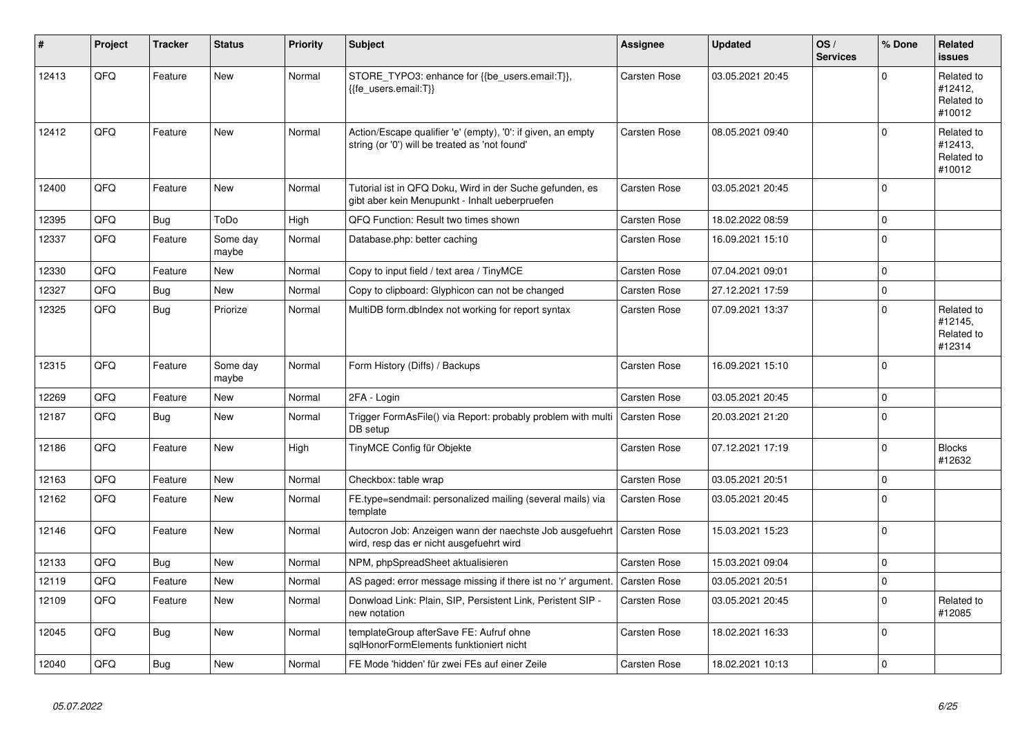| # | Project | Tracker | Status | Priority | Subject | Assignee | Updated | OS / Services | % Done | Related issues |
|---|---|---|---|---|---|---|---|---|---|---|
| 12413 | QFQ | Feature | New | Normal | STORE_TYPO3: enhance for {{be_users.email:T}}, {{fe_users.email:T}} | Carsten Rose | 03.05.2021 20:45 | | 0 | Related to #12412, Related to #10012 |
| 12412 | QFQ | Feature | New | Normal | Action/Escape qualifier 'e' (empty), '0': if given, an empty string (or '0') will be treated as 'not found' | Carsten Rose | 08.05.2021 09:40 | | 0 | Related to #12413, Related to #10012 |
| 12400 | QFQ | Feature | New | Normal | Tutorial ist in QFQ Doku, Wird in der Suche gefunden, es gibt aber kein Menupunkt - Inhalt ueberpruefen | Carsten Rose | 03.05.2021 20:45 | | 0 | |
| 12395 | QFQ | Bug | ToDo | High | QFQ Function: Result two times shown | Carsten Rose | 18.02.2022 08:59 | | 0 | |
| 12337 | QFQ | Feature | Some day maybe | Normal | Database.php: better caching | Carsten Rose | 16.09.2021 15:10 | | 0 | |
| 12330 | QFQ | Feature | New | Normal | Copy to input field / text area / TinyMCE | Carsten Rose | 07.04.2021 09:01 | | 0 | |
| 12327 | QFQ | Bug | New | Normal | Copy to clipboard: Glyphicon can not be changed | Carsten Rose | 27.12.2021 17:59 | | 0 | |
| 12325 | QFQ | Bug | Priorize | Normal | MultiDB form.dbIndex not working for report syntax | Carsten Rose | 07.09.2021 13:37 | | 0 | Related to #12145, Related to #12314 |
| 12315 | QFQ | Feature | Some day maybe | Normal | Form History (Diffs) / Backups | Carsten Rose | 16.09.2021 15:10 | | 0 | |
| 12269 | QFQ | Feature | New | Normal | 2FA - Login | Carsten Rose | 03.05.2021 20:45 | | 0 | |
| 12187 | QFQ | Bug | New | Normal | Trigger FormAsFile() via Report: probably problem with multi DB setup | Carsten Rose | 20.03.2021 21:20 | | 0 | |
| 12186 | QFQ | Feature | New | High | TinyMCE Config für Objekte | Carsten Rose | 07.12.2021 17:19 | | 0 | Blocks #12632 |
| 12163 | QFQ | Feature | New | Normal | Checkbox: table wrap | Carsten Rose | 03.05.2021 20:51 | | 0 | |
| 12162 | QFQ | Feature | New | Normal | FE.type=sendmail: personalized mailing (several mails) via template | Carsten Rose | 03.05.2021 20:45 | | 0 | |
| 12146 | QFQ | Feature | New | Normal | Autocron Job: Anzeigen wann der naechste Job ausgefuehrt wird, resp das er nicht ausgefuehrt wird | Carsten Rose | 15.03.2021 15:23 | | 0 | |
| 12133 | QFQ | Bug | New | Normal | NPM, phpSpreadSheet aktualisieren | Carsten Rose | 15.03.2021 09:04 | | 0 | |
| 12119 | QFQ | Feature | New | Normal | AS paged: error message missing if there ist no 'r' argument. | Carsten Rose | 03.05.2021 20:51 | | 0 | |
| 12109 | QFQ | Feature | New | Normal | Donwload Link: Plain, SIP, Persistent Link, Peristent SIP - new notation | Carsten Rose | 03.05.2021 20:45 | | 0 | Related to #12085 |
| 12045 | QFQ | Bug | New | Normal | templateGroup afterSave FE: Aufruf ohne sqlHonorFormElements funktioniert nicht | Carsten Rose | 18.02.2021 16:33 | | 0 | |
| 12040 | QFQ | Bug | New | Normal | FE Mode 'hidden' für zwei FEs auf einer Zeile | Carsten Rose | 18.02.2021 10:13 | | 0 | |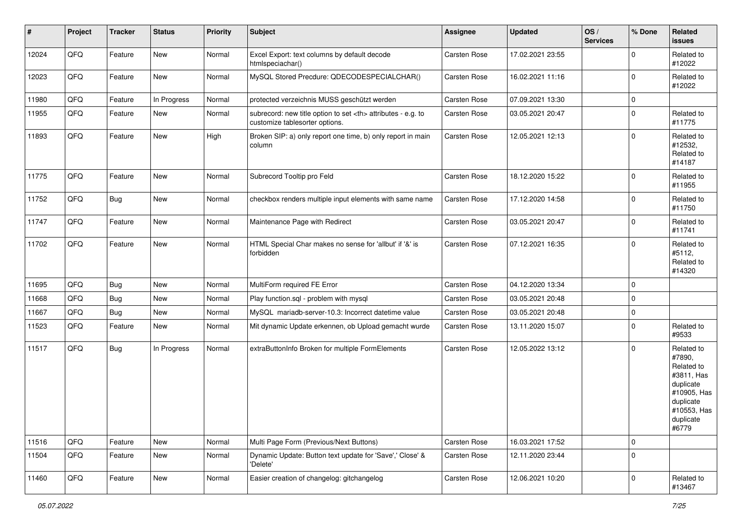| # | Project | Tracker | Status | Priority | Subject | Assignee | Updated | OS / Services | % Done | Related issues |
|---|---|---|---|---|---|---|---|---|---|---|
| 12024 | QFQ | Feature | New | Normal | Excel Export: text columns by default decode htmlspeciachar() | Carsten Rose | 17.02.2021 23:55 | | 0 | Related to #12022 |
| 12023 | QFQ | Feature | New | Normal | MySQL Stored Precdure: QDECODESPECIALCHAR() | Carsten Rose | 16.02.2021 11:16 | | 0 | Related to #12022 |
| 11980 | QFQ | Feature | In Progress | Normal | protected verzeichnis MUSS geschützt werden | Carsten Rose | 07.09.2021 13:30 | | 0 | |
| 11955 | QFQ | Feature | New | Normal | subrecord: new title option to set <th> attributes - e.g. to customize tablesorter options. | Carsten Rose | 03.05.2021 20:47 | | 0 | Related to #11775 |
| 11893 | QFQ | Feature | New | High | Broken SIP: a) only report one time, b) only report in main column | Carsten Rose | 12.05.2021 12:13 | | 0 | Related to #12532, Related to #14187 |
| 11775 | QFQ | Feature | New | Normal | Subrecord Tooltip pro Feld | Carsten Rose | 18.12.2020 15:22 | | 0 | Related to #11955 |
| 11752 | QFQ | Bug | New | Normal | checkbox renders multiple input elements with same name | Carsten Rose | 17.12.2020 14:58 | | 0 | Related to #11750 |
| 11747 | QFQ | Feature | New | Normal | Maintenance Page with Redirect | Carsten Rose | 03.05.2021 20:47 | | 0 | Related to #11741 |
| 11702 | QFQ | Feature | New | Normal | HTML Special Char makes no sense for 'allbut' if '&' is forbidden | Carsten Rose | 07.12.2021 16:35 | | 0 | Related to #5112, Related to #14320 |
| 11695 | QFQ | Bug | New | Normal | MultiForm required FE Error | Carsten Rose | 04.12.2020 13:34 | | 0 | |
| 11668 | QFQ | Bug | New | Normal | Play function.sql - problem with mysql | Carsten Rose | 03.05.2021 20:48 | | 0 | |
| 11667 | QFQ | Bug | New | Normal | MySQL mariadb-server-10.3: Incorrect datetime value | Carsten Rose | 03.05.2021 20:48 | | 0 | |
| 11523 | QFQ | Feature | New | Normal | Mit dynamic Update erkennen, ob Upload gemacht wurde | Carsten Rose | 13.11.2020 15:07 | | 0 | Related to #9533 |
| 11517 | QFQ | Bug | In Progress | Normal | extraButtonInfo Broken for multiple FormElements | Carsten Rose | 12.05.2022 13:12 | | 0 | Related to #7890, Related to #3811, Has duplicate #10905, Has duplicate #10553, Has duplicate #6779 |
| 11516 | QFQ | Feature | New | Normal | Multi Page Form (Previous/Next Buttons) | Carsten Rose | 16.03.2021 17:52 | | 0 | |
| 11504 | QFQ | Feature | New | Normal | Dynamic Update: Button text update for 'Save',' Close' & 'Delete' | Carsten Rose | 12.11.2020 23:44 | | 0 | |
| 11460 | QFQ | Feature | New | Normal | Easier creation of changelog: gitchangelog | Carsten Rose | 12.06.2021 10:20 | | 0 | Related to #13467 |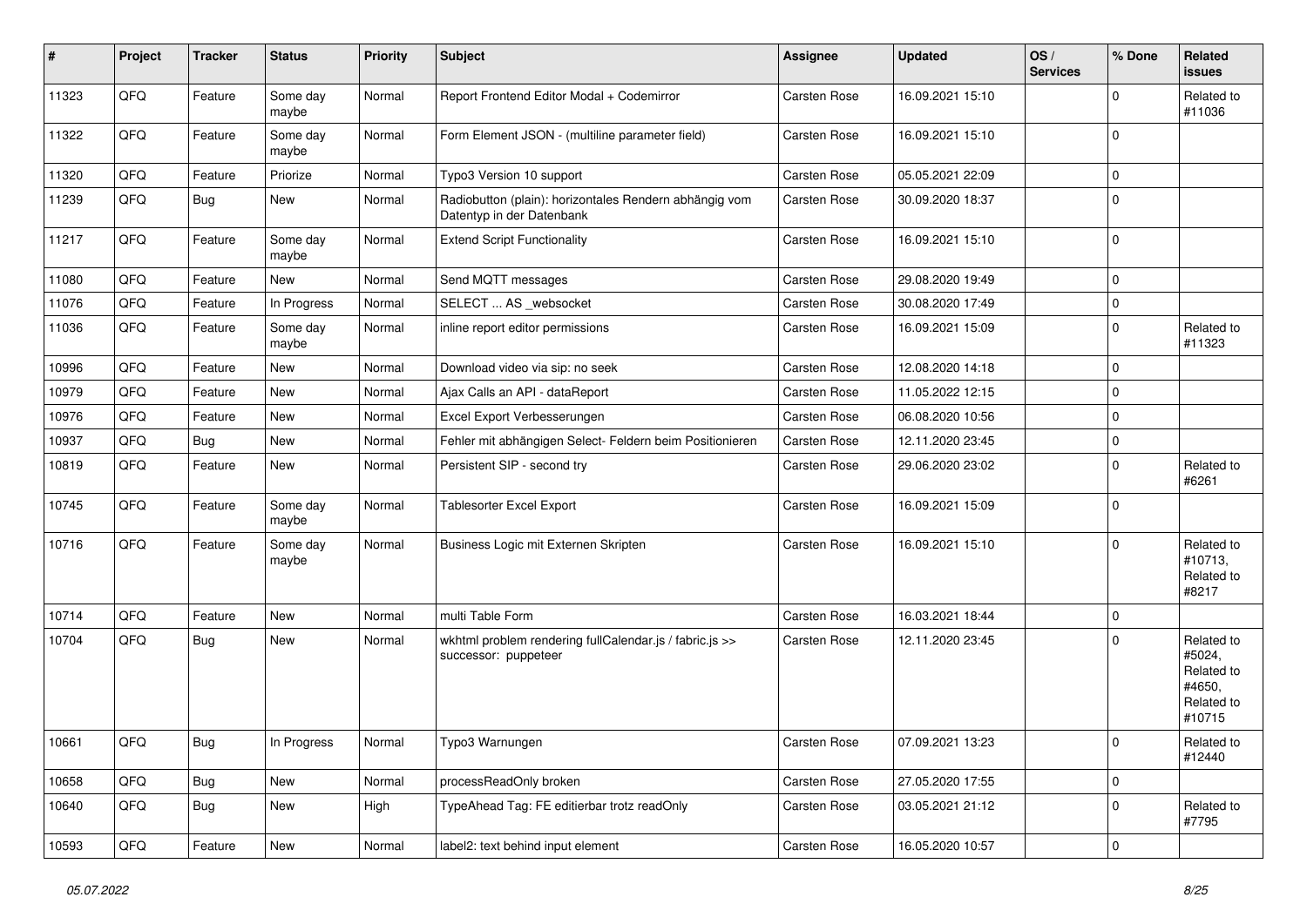| # | Project | Tracker | Status | Priority | Subject | Assignee | Updated | OS / Services | % Done | Related issues |
|---|---|---|---|---|---|---|---|---|---|---|
| 11323 | QFQ | Feature | Some day maybe | Normal | Report Frontend Editor Modal + Codemirror | Carsten Rose | 16.09.2021 15:10 | | 0 | Related to #11036 |
| 11322 | QFQ | Feature | Some day maybe | Normal | Form Element JSON - (multiline parameter field) | Carsten Rose | 16.09.2021 15:10 | | 0 | |
| 11320 | QFQ | Feature | Priorize | Normal | Typo3 Version 10 support | Carsten Rose | 05.05.2021 22:09 | | 0 | |
| 11239 | QFQ | Bug | New | Normal | Radiobutton (plain): horizontales Rendern abhängig vom Datentyp in der Datenbank | Carsten Rose | 30.09.2020 18:37 | | 0 | |
| 11217 | QFQ | Feature | Some day maybe | Normal | Extend Script Functionality | Carsten Rose | 16.09.2021 15:10 | | 0 | |
| 11080 | QFQ | Feature | New | Normal | Send MQTT messages | Carsten Rose | 29.08.2020 19:49 | | 0 | |
| 11076 | QFQ | Feature | In Progress | Normal | SELECT ... AS _websocket | Carsten Rose | 30.08.2020 17:49 | | 0 | |
| 11036 | QFQ | Feature | Some day maybe | Normal | inline report editor permissions | Carsten Rose | 16.09.2021 15:09 | | 0 | Related to #11323 |
| 10996 | QFQ | Feature | New | Normal | Download video via sip: no seek | Carsten Rose | 12.08.2020 14:18 | | 0 | |
| 10979 | QFQ | Feature | New | Normal | Ajax Calls an API - dataReport | Carsten Rose | 11.05.2022 12:15 | | 0 | |
| 10976 | QFQ | Feature | New | Normal | Excel Export Verbesserungen | Carsten Rose | 06.08.2020 10:56 | | 0 | |
| 10937 | QFQ | Bug | New | Normal | Fehler mit abhängigen Select- Feldern beim Positionieren | Carsten Rose | 12.11.2020 23:45 | | 0 | |
| 10819 | QFQ | Feature | New | Normal | Persistent SIP - second try | Carsten Rose | 29.06.2020 23:02 | | 0 | Related to #6261 |
| 10745 | QFQ | Feature | Some day maybe | Normal | Tablesorter Excel Export | Carsten Rose | 16.09.2021 15:09 | | 0 | |
| 10716 | QFQ | Feature | Some day maybe | Normal | Business Logic mit Externen Skripten | Carsten Rose | 16.09.2021 15:10 | | 0 | Related to #10713, Related to #8217 |
| 10714 | QFQ | Feature | New | Normal | multi Table Form | Carsten Rose | 16.03.2021 18:44 | | 0 | |
| 10704 | QFQ | Bug | New | Normal | wkhtml problem rendering fullCalendar.js / fabric.js >> successor: puppeteer | Carsten Rose | 12.11.2020 23:45 | | 0 | Related to #5024, Related to #4650, Related to #10715 |
| 10661 | QFQ | Bug | In Progress | Normal | Typo3 Warnungen | Carsten Rose | 07.09.2021 13:23 | | 0 | Related to #12440 |
| 10658 | QFQ | Bug | New | Normal | processReadOnly broken | Carsten Rose | 27.05.2020 17:55 | | 0 | |
| 10640 | QFQ | Bug | New | High | TypeAhead Tag: FE editierbar trotz readOnly | Carsten Rose | 03.05.2021 21:12 | | 0 | Related to #7795 |
| 10593 | QFQ | Feature | New | Normal | label2: text behind input element | Carsten Rose | 16.05.2020 10:57 | | 0 | |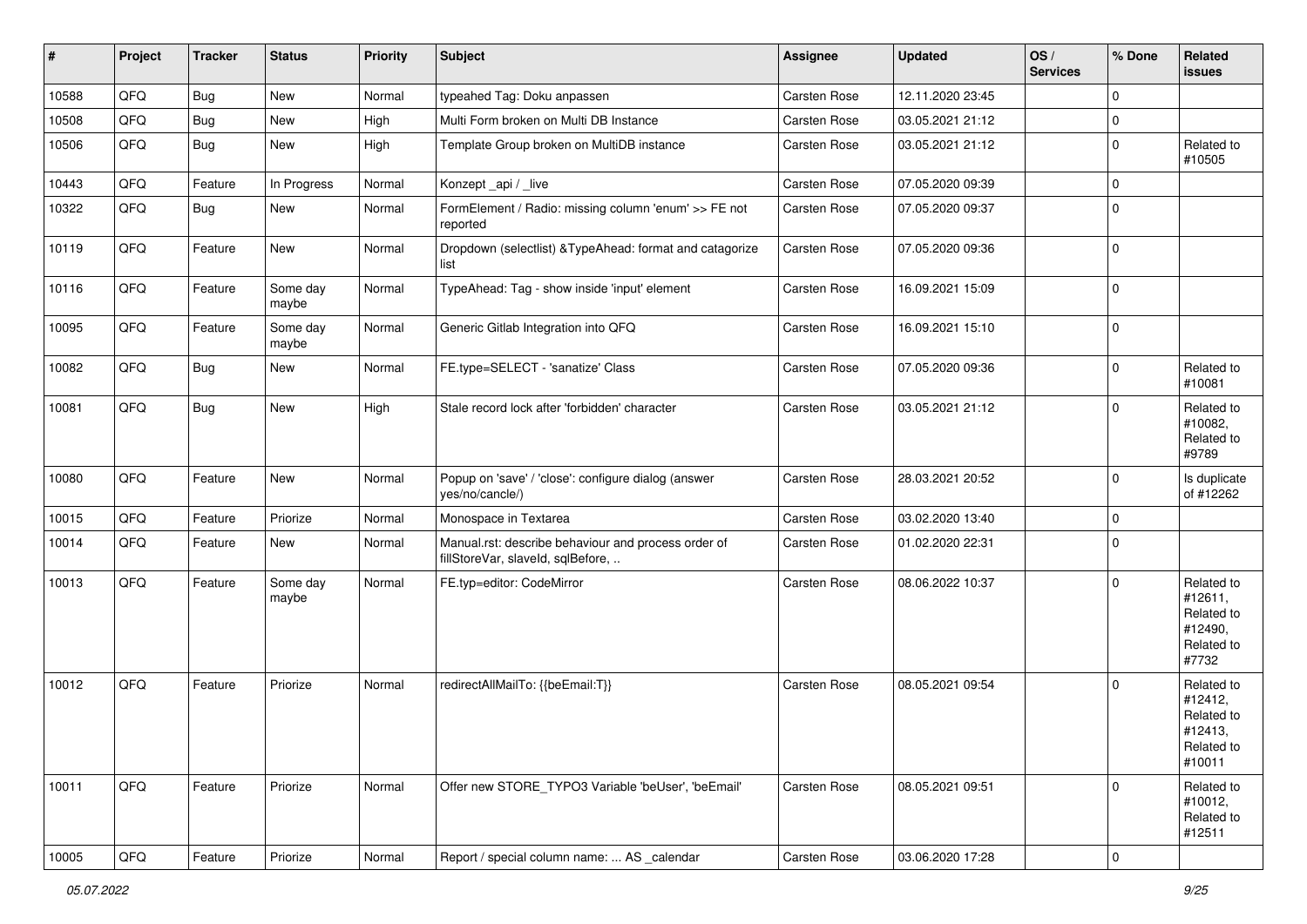| # | Project | Tracker | Status | Priority | Subject | Assignee | Updated | OS / Services | % Done | Related issues |
|---|---|---|---|---|---|---|---|---|---|---|
| 10588 | QFQ | Bug | New | Normal | typeahed Tag: Doku anpassen | Carsten Rose | 12.11.2020 23:45 | | 0 | |
| 10508 | QFQ | Bug | New | High | Multi Form broken on Multi DB Instance | Carsten Rose | 03.05.2021 21:12 | | 0 | |
| 10506 | QFQ | Bug | New | High | Template Group broken on MultiDB instance | Carsten Rose | 03.05.2021 21:12 | | 0 | Related to #10505 |
| 10443 | QFQ | Feature | In Progress | Normal | Konzept _api / _live | Carsten Rose | 07.05.2020 09:39 | | 0 | |
| 10322 | QFQ | Bug | New | Normal | FormElement / Radio: missing column 'enum' >> FE not reported | Carsten Rose | 07.05.2020 09:37 | | 0 | |
| 10119 | QFQ | Feature | New | Normal | Dropdown (selectlist) &TypeAhead: format and catagorize list | Carsten Rose | 07.05.2020 09:36 | | 0 | |
| 10116 | QFQ | Feature | Some day maybe | Normal | TypeAhead: Tag - show inside 'input' element | Carsten Rose | 16.09.2021 15:09 | | 0 | |
| 10095 | QFQ | Feature | Some day maybe | Normal | Generic Gitlab Integration into QFQ | Carsten Rose | 16.09.2021 15:10 | | 0 | |
| 10082 | QFQ | Bug | New | Normal | FE.type=SELECT - 'sanatize' Class | Carsten Rose | 07.05.2020 09:36 | | 0 | Related to #10081 |
| 10081 | QFQ | Bug | New | High | Stale record lock after 'forbidden' character | Carsten Rose | 03.05.2021 21:12 | | 0 | Related to #10082, Related to #9789 |
| 10080 | QFQ | Feature | New | Normal | Popup on 'save' / 'close': configure dialog (answer yes/no/cancle/) | Carsten Rose | 28.03.2021 20:52 | | 0 | Is duplicate of #12262 |
| 10015 | QFQ | Feature | Priorize | Normal | Monospace in Textarea | Carsten Rose | 03.02.2020 13:40 | | 0 | |
| 10014 | QFQ | Feature | New | Normal | Manual.rst: describe behaviour and process order of fillStoreVar, slaveId, sqlBefore, .. | Carsten Rose | 01.02.2020 22:31 | | 0 | |
| 10013 | QFQ | Feature | Some day maybe | Normal | FE.typ=editor: CodeMirror | Carsten Rose | 08.06.2022 10:37 | | 0 | Related to #12611, Related to #12490, Related to #7732 |
| 10012 | QFQ | Feature | Priorize | Normal | redirectAllMailTo: {{beEmail:T}} | Carsten Rose | 08.05.2021 09:54 | | 0 | Related to #12412, Related to #12413, Related to #10011 |
| 10011 | QFQ | Feature | Priorize | Normal | Offer new STORE_TYPO3 Variable 'beUser', 'beEmail' | Carsten Rose | 08.05.2021 09:51 | | 0 | Related to #10012, Related to #12511 |
| 10005 | QFQ | Feature | Priorize | Normal | Report / special column name: ... AS _calendar | Carsten Rose | 03.06.2020 17:28 | | 0 | |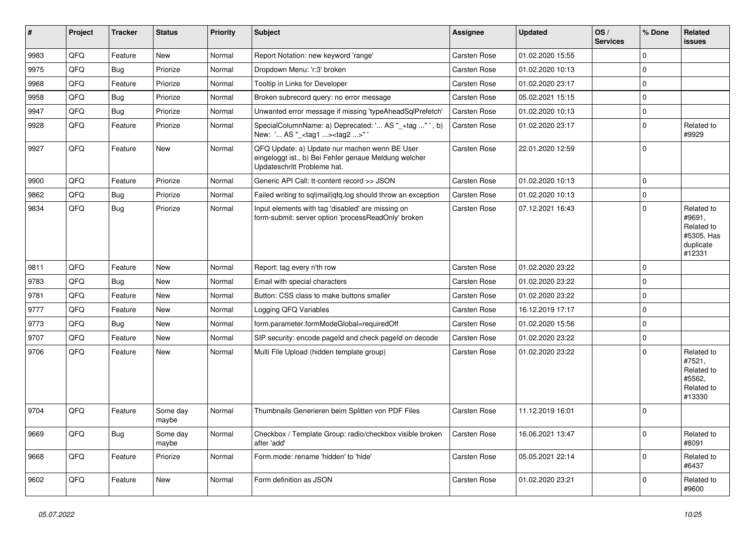| # | Project | Tracker | Status | Priority | Subject | Assignee | Updated | OS / Services | % Done | Related issues |
|---|---|---|---|---|---|---|---|---|---|---|
| 9983 | QFQ | Feature | New | Normal | Report Notation: new keyword 'range' | Carsten Rose | 01.02.2020 15:55 | | 0 | |
| 9975 | QFQ | Bug | Priorize | Normal | Dropdown Menu: 'r:3' broken | Carsten Rose | 01.02.2020 10:13 | | 0 | |
| 9968 | QFQ | Feature | Priorize | Normal | Tooltip in Links for Developer | Carsten Rose | 01.02.2020 23:17 | | 0 | |
| 9958 | QFQ | Bug | Priorize | Normal | Broken subrecord query: no error message | Carsten Rose | 05.02.2021 15:15 | | 0 | |
| 9947 | QFQ | Bug | Priorize | Normal | Unwanted error message if missing 'typeAheadSqlPrefetch' | Carsten Rose | 01.02.2020 10:13 | | 0 | |
| 9928 | QFQ | Feature | Priorize | Normal | SpecialColumnName: a) Deprecated: '... AS "_+tag ..." ', b) New: '... AS "_<tag1 ...><tag2 ...>" ' | Carsten Rose | 01.02.2020 23:17 | | 0 | Related to #9929 |
| 9927 | QFQ | Feature | New | Normal | QFQ Update: a) Update nur machen wenn BE User eingeloggt ist., b) Bei Fehler genaue Meldung welcher Updateschritt Probleme hat. | Carsten Rose | 22.01.2020 12:59 | | 0 | |
| 9900 | QFQ | Feature | Priorize | Normal | Generic API Call: tt-content record >> JSON | Carsten Rose | 01.02.2020 10:13 | | 0 | |
| 9862 | QFQ | Bug | Priorize | Normal | Failed writing to sql\|mail\|qfq.log should throw an exception | Carsten Rose | 01.02.2020 10:13 | | 0 | |
| 9834 | QFQ | Bug | Priorize | Normal | Input elements with tag 'disabled' are missing on form-submit: server option 'processReadOnly' broken | Carsten Rose | 07.12.2021 16:43 | | 0 | Related to #9691, Related to #5305, Has duplicate #12331 |
| 9811 | QFQ | Feature | New | Normal | Report: tag every n'th row | Carsten Rose | 01.02.2020 23:22 | | 0 | |
| 9783 | QFQ | Bug | New | Normal | Email with special characters | Carsten Rose | 01.02.2020 23:22 | | 0 | |
| 9781 | QFQ | Feature | New | Normal | Button: CSS class to make buttons smaller | Carsten Rose | 01.02.2020 23:22 | | 0 | |
| 9777 | QFQ | Feature | New | Normal | Logging QFQ Variables | Carsten Rose | 16.12.2019 17:17 | | 0 | |
| 9773 | QFQ | Bug | New | Normal | form.parameter.formModeGlobal=requiredOff | Carsten Rose | 01.02.2020 15:56 | | 0 | |
| 9707 | QFQ | Feature | New | Normal | SIP security: encode pageId and check pageId on decode | Carsten Rose | 01.02.2020 23:22 | | 0 | |
| 9706 | QFQ | Feature | New | Normal | Multi File Upload (hidden template group) | Carsten Rose | 01.02.2020 23:22 | | 0 | Related to #7521, Related to #5562, Related to #13330 |
| 9704 | QFQ | Feature | Some day maybe | Normal | Thumbnails Generieren beim Splitten von PDF Files | Carsten Rose | 11.12.2019 16:01 | | 0 | |
| 9669 | QFQ | Bug | Some day maybe | Normal | Checkbox / Template Group: radio/checkbox visible broken after 'add' | Carsten Rose | 16.06.2021 13:47 | | 0 | Related to #8091 |
| 9668 | QFQ | Feature | Priorize | Normal | Form.mode: rename 'hidden' to 'hide' | Carsten Rose | 05.05.2021 22:14 | | 0 | Related to #6437 |
| 9602 | QFQ | Feature | New | Normal | Form definition as JSON | Carsten Rose | 01.02.2020 23:21 | | 0 | Related to #9600 |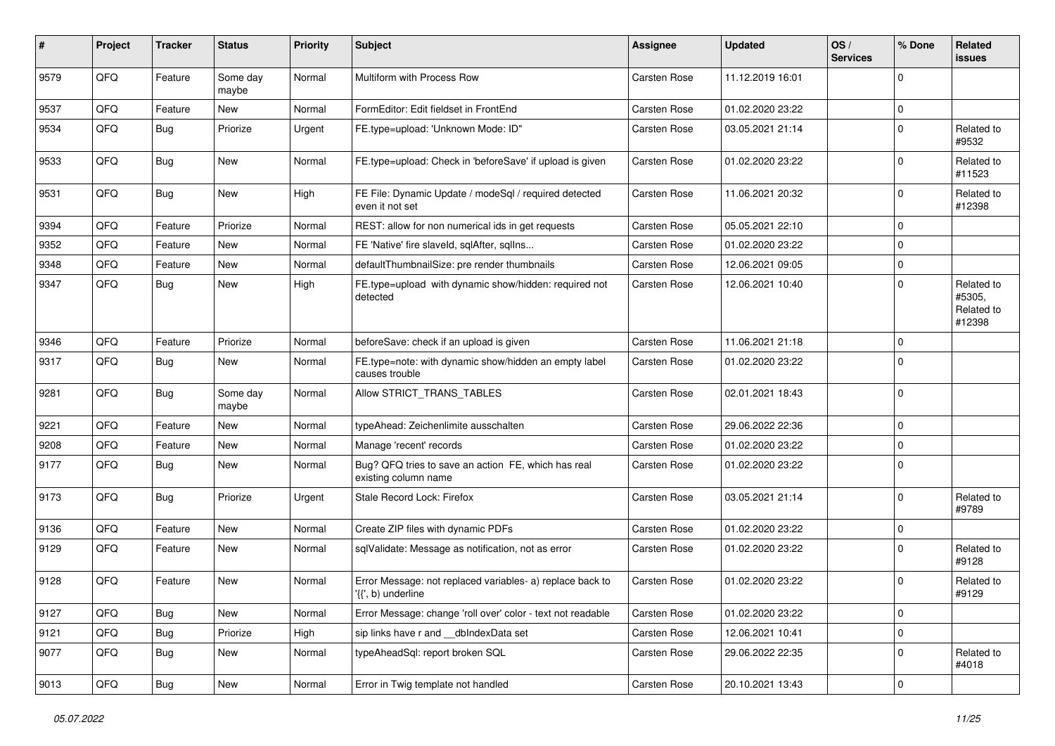| # | Project | Tracker | Status | Priority | Subject | Assignee | Updated | OS / Services | % Done | Related issues |
|---|---|---|---|---|---|---|---|---|---|---|
| 9579 | QFQ | Feature | Some day maybe | Normal | Multiform with Process Row | Carsten Rose | 11.12.2019 16:01 | | 0 | |
| 9537 | QFQ | Feature | New | Normal | FormEditor: Edit fieldset in FrontEnd | Carsten Rose | 01.02.2020 23:22 | | 0 | |
| 9534 | QFQ | Bug | Priorize | Urgent | FE.type=upload: 'Unknown Mode: ID" | Carsten Rose | 03.05.2021 21:14 | | 0 | Related to #9532 |
| 9533 | QFQ | Bug | New | Normal | FE.type=upload: Check in 'beforeSave' if upload is given | Carsten Rose | 01.02.2020 23:22 | | 0 | Related to #11523 |
| 9531 | QFQ | Bug | New | High | FE File: Dynamic Update / modeSql / required detected even it not set | Carsten Rose | 11.06.2021 20:32 | | 0 | Related to #12398 |
| 9394 | QFQ | Feature | Priorize | Normal | REST: allow for non numerical ids in get requests | Carsten Rose | 05.05.2021 22:10 | | 0 | |
| 9352 | QFQ | Feature | New | Normal | FE 'Native' fire slaveId, sqlAfter, sqlIns... | Carsten Rose | 01.02.2020 23:22 | | 0 | |
| 9348 | QFQ | Feature | New | Normal | defaultThumbnailSize: pre render thumbnails | Carsten Rose | 12.06.2021 09:05 | | 0 | |
| 9347 | QFQ | Bug | New | High | FE.type=upload with dynamic show/hidden: required not detected | Carsten Rose | 12.06.2021 10:40 | | 0 | Related to #5305, Related to #12398 |
| 9346 | QFQ | Feature | Priorize | Normal | beforeSave: check if an upload is given | Carsten Rose | 11.06.2021 21:18 | | 0 | |
| 9317 | QFQ | Bug | New | Normal | FE.type=note: with dynamic show/hidden an empty label causes trouble | Carsten Rose | 01.02.2020 23:22 | | 0 | |
| 9281 | QFQ | Bug | Some day maybe | Normal | Allow STRICT_TRANS_TABLES | Carsten Rose | 02.01.2021 18:43 | | 0 | |
| 9221 | QFQ | Feature | New | Normal | typeAhead: Zeichenlimite ausschalten | Carsten Rose | 29.06.2022 22:36 | | 0 | |
| 9208 | QFQ | Feature | New | Normal | Manage 'recent' records | Carsten Rose | 01.02.2020 23:22 | | 0 | |
| 9177 | QFQ | Bug | New | Normal | Bug? QFQ tries to save an action FE, which has real existing column name | Carsten Rose | 01.02.2020 23:22 | | 0 | |
| 9173 | QFQ | Bug | Priorize | Urgent | Stale Record Lock: Firefox | Carsten Rose | 03.05.2021 21:14 | | 0 | Related to #9789 |
| 9136 | QFQ | Feature | New | Normal | Create ZIP files with dynamic PDFs | Carsten Rose | 01.02.2020 23:22 | | 0 | |
| 9129 | QFQ | Feature | New | Normal | sqlValidate: Message as notification, not as error | Carsten Rose | 01.02.2020 23:22 | | 0 | Related to #9128 |
| 9128 | QFQ | Feature | New | Normal | Error Message: not replaced variables- a) replace back to '{{', b) underline | Carsten Rose | 01.02.2020 23:22 | | 0 | Related to #9129 |
| 9127 | QFQ | Bug | New | Normal | Error Message: change 'roll over' color - text not readable | Carsten Rose | 01.02.2020 23:22 | | 0 | |
| 9121 | QFQ | Bug | Priorize | High | sip links have r and __dbIndexData set | Carsten Rose | 12.06.2021 10:41 | | 0 | |
| 9077 | QFQ | Bug | New | Normal | typeAheadSql: report broken SQL | Carsten Rose | 29.06.2022 22:35 | | 0 | Related to #4018 |
| 9013 | QFQ | Bug | New | Normal | Error in Twig template not handled | Carsten Rose | 20.10.2021 13:43 | | 0 | |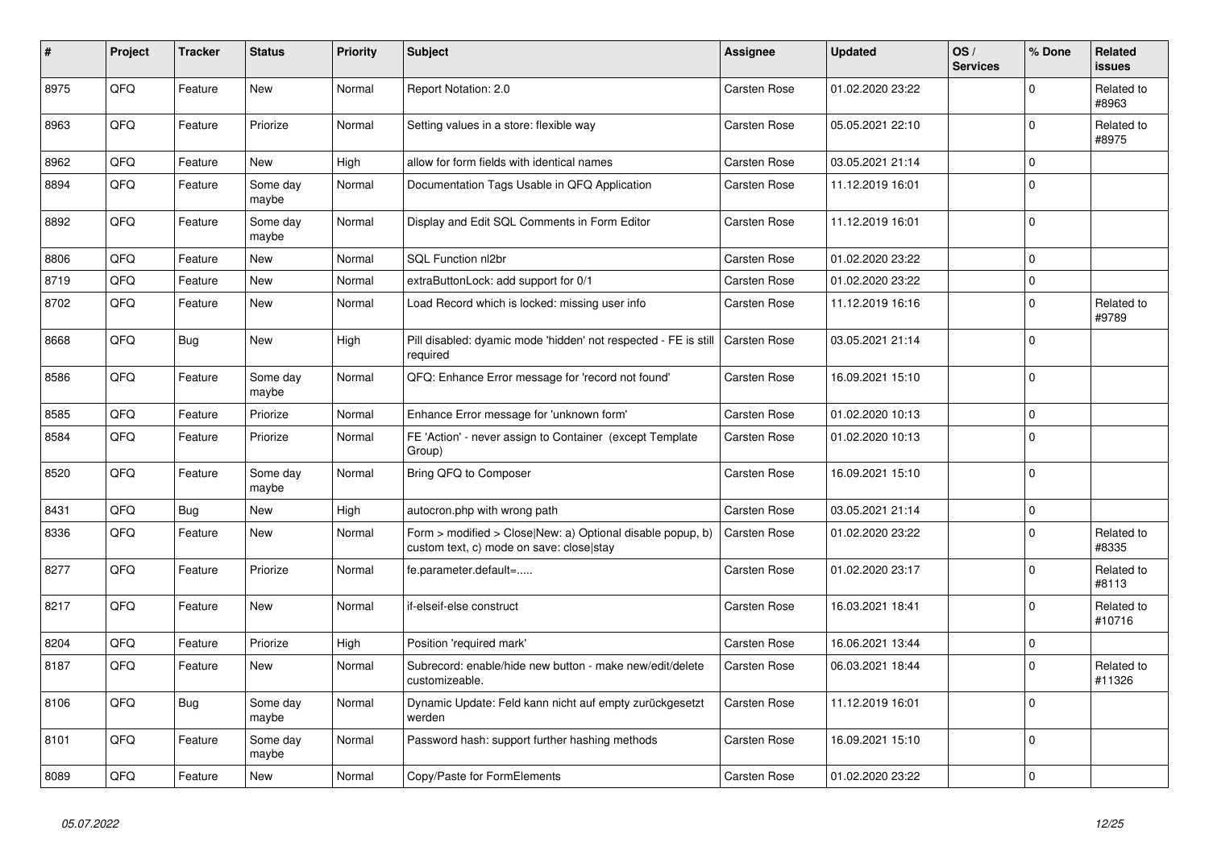| # | Project | Tracker | Status | Priority | Subject | Assignee | Updated | OS / Services | % Done | Related issues |
|---|---|---|---|---|---|---|---|---|---|---|
| 8975 | QFQ | Feature | New | Normal | Report Notation: 2.0 | Carsten Rose | 01.02.2020 23:22 | | 0 | Related to #8963 |
| 8963 | QFQ | Feature | Priorize | Normal | Setting values in a store: flexible way | Carsten Rose | 05.05.2021 22:10 | | 0 | Related to #8975 |
| 8962 | QFQ | Feature | New | High | allow for form fields with identical names | Carsten Rose | 03.05.2021 21:14 | | 0 | |
| 8894 | QFQ | Feature | Some day maybe | Normal | Documentation Tags Usable in QFQ Application | Carsten Rose | 11.12.2019 16:01 | | 0 | |
| 8892 | QFQ | Feature | Some day maybe | Normal | Display and Edit SQL Comments in Form Editor | Carsten Rose | 11.12.2019 16:01 | | 0 | |
| 8806 | QFQ | Feature | New | Normal | SQL Function nl2br | Carsten Rose | 01.02.2020 23:22 | | 0 | |
| 8719 | QFQ | Feature | New | Normal | extraButtonLock: add support for 0/1 | Carsten Rose | 01.02.2020 23:22 | | 0 | |
| 8702 | QFQ | Feature | New | Normal | Load Record which is locked: missing user info | Carsten Rose | 11.12.2019 16:16 | | 0 | Related to #9789 |
| 8668 | QFQ | Bug | New | High | Pill disabled: dyamic mode 'hidden' not respected - FE is still required | Carsten Rose | 03.05.2021 21:14 | | 0 | |
| 8586 | QFQ | Feature | Some day maybe | Normal | QFQ: Enhance Error message for 'record not found' | Carsten Rose | 16.09.2021 15:10 | | 0 | |
| 8585 | QFQ | Feature | Priorize | Normal | Enhance Error message for 'unknown form' | Carsten Rose | 01.02.2020 10:13 | | 0 | |
| 8584 | QFQ | Feature | Priorize | Normal | FE 'Action' - never assign to Container (except Template Group) | Carsten Rose | 01.02.2020 10:13 | | 0 | |
| 8520 | QFQ | Feature | Some day maybe | Normal | Bring QFQ to Composer | Carsten Rose | 16.09.2021 15:10 | | 0 | |
| 8431 | QFQ | Bug | New | High | autocron.php with wrong path | Carsten Rose | 03.05.2021 21:14 | | 0 | |
| 8336 | QFQ | Feature | New | Normal | Form > modified > Close\|New: a) Optional disable popup, b) custom text, c) mode on save: close\|stay | Carsten Rose | 01.02.2020 23:22 | | 0 | Related to #8335 |
| 8277 | QFQ | Feature | Priorize | Normal | fe.parameter.default=..... | Carsten Rose | 01.02.2020 23:17 | | 0 | Related to #8113 |
| 8217 | QFQ | Feature | New | Normal | if-elseif-else construct | Carsten Rose | 16.03.2021 18:41 | | 0 | Related to #10716 |
| 8204 | QFQ | Feature | Priorize | High | Position 'required mark' | Carsten Rose | 16.06.2021 13:44 | | 0 | |
| 8187 | QFQ | Feature | New | Normal | Subrecord: enable/hide new button - make new/edit/delete customizeable. | Carsten Rose | 06.03.2021 18:44 | | 0 | Related to #11326 |
| 8106 | QFQ | Bug | Some day maybe | Normal | Dynamic Update: Feld kann nicht auf empty zurückgesetzt werden | Carsten Rose | 11.12.2019 16:01 | | 0 | |
| 8101 | QFQ | Feature | Some day maybe | Normal | Password hash: support further hashing methods | Carsten Rose | 16.09.2021 15:10 | | 0 | |
| 8089 | QFQ | Feature | New | Normal | Copy/Paste for FormElements | Carsten Rose | 01.02.2020 23:22 | | 0 | |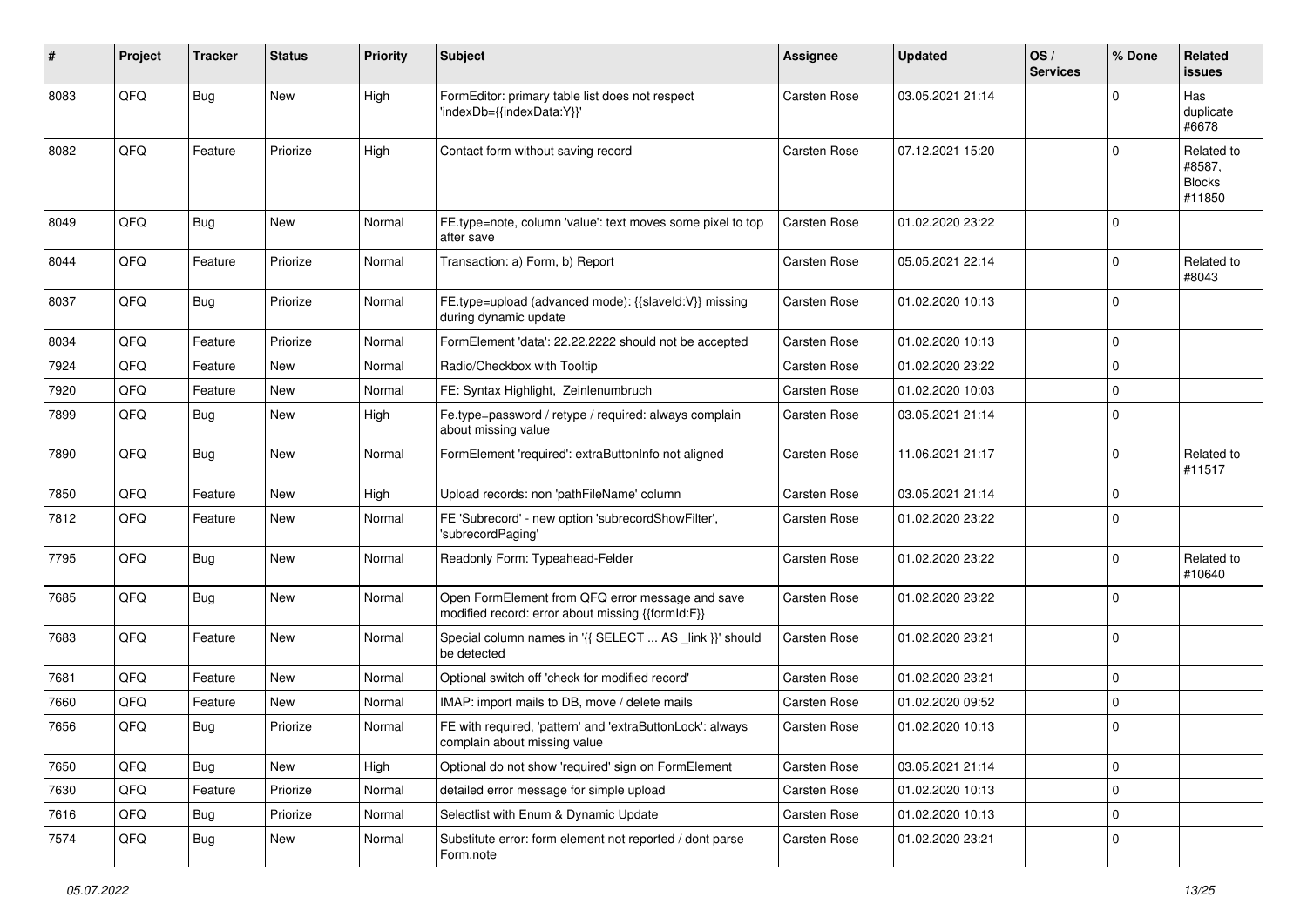| # | Project | Tracker | Status | Priority | Subject | Assignee | Updated | OS / Services | % Done | Related issues |
|---|---|---|---|---|---|---|---|---|---|---|
| 8083 | QFQ | Bug | New | High | FormEditor: primary table list does not respect 'indexDb={{indexData:Y}}' | Carsten Rose | 03.05.2021 21:14 | | 0 | Has duplicate #6678 |
| 8082 | QFQ | Feature | Priorize | High | Contact form without saving record | Carsten Rose | 07.12.2021 15:20 | | 0 | Related to #8587, Blocks #11850 |
| 8049 | QFQ | Bug | New | Normal | FE.type=note, column 'value': text moves some pixel to top after save | Carsten Rose | 01.02.2020 23:22 | | 0 | |
| 8044 | QFQ | Feature | Priorize | Normal | Transaction: a) Form, b) Report | Carsten Rose | 05.05.2021 22:14 | | 0 | Related to #8043 |
| 8037 | QFQ | Bug | Priorize | Normal | FE.type=upload (advanced mode): {{slaveId:V}} missing during dynamic update | Carsten Rose | 01.02.2020 10:13 | | 0 | |
| 8034 | QFQ | Feature | Priorize | Normal | FormElement 'data': 22.22.2222 should not be accepted | Carsten Rose | 01.02.2020 10:13 | | 0 | |
| 7924 | QFQ | Feature | New | Normal | Radio/Checkbox with Tooltip | Carsten Rose | 01.02.2020 23:22 | | 0 | |
| 7920 | QFQ | Feature | New | Normal | FE: Syntax Highlight, Zeinlenumbruch | Carsten Rose | 01.02.2020 10:03 | | 0 | |
| 7899 | QFQ | Bug | New | High | Fe.type=password / retype / required: always complain about missing value | Carsten Rose | 03.05.2021 21:14 | | 0 | |
| 7890 | QFQ | Bug | New | Normal | FormElement 'required': extraButtonInfo not aligned | Carsten Rose | 11.06.2021 21:17 | | 0 | Related to #11517 |
| 7850 | QFQ | Feature | New | High | Upload records: non 'pathFileName' column | Carsten Rose | 03.05.2021 21:14 | | 0 | |
| 7812 | QFQ | Feature | New | Normal | FE 'Subrecord' - new option 'subrecordShowFilter', 'subrecordPaging' | Carsten Rose | 01.02.2020 23:22 | | 0 | |
| 7795 | QFQ | Bug | New | Normal | Readonly Form: Typeahead-Felder | Carsten Rose | 01.02.2020 23:22 | | 0 | Related to #10640 |
| 7685 | QFQ | Bug | New | Normal | Open FormElement from QFQ error message and save modified record: error about missing {{formId:F}} | Carsten Rose | 01.02.2020 23:22 | | 0 | |
| 7683 | QFQ | Feature | New | Normal | Special column names in '{{ SELECT ... AS _link }}' should be detected | Carsten Rose | 01.02.2020 23:21 | | 0 | |
| 7681 | QFQ | Feature | New | Normal | Optional switch off 'check for modified record' | Carsten Rose | 01.02.2020 23:21 | | 0 | |
| 7660 | QFQ | Feature | New | Normal | IMAP: import mails to DB, move / delete mails | Carsten Rose | 01.02.2020 09:52 | | 0 | |
| 7656 | QFQ | Bug | Priorize | Normal | FE with required, 'pattern' and 'extraButtonLock': always complain about missing value | Carsten Rose | 01.02.2020 10:13 | | 0 | |
| 7650 | QFQ | Bug | New | High | Optional do not show 'required' sign on FormElement | Carsten Rose | 03.05.2021 21:14 | | 0 | |
| 7630 | QFQ | Feature | Priorize | Normal | detailed error message for simple upload | Carsten Rose | 01.02.2020 10:13 | | 0 | |
| 7616 | QFQ | Bug | Priorize | Normal | Selectlist with Enum & Dynamic Update | Carsten Rose | 01.02.2020 10:13 | | 0 | |
| 7574 | QFQ | Bug | New | Normal | Substitute error: form element not reported / dont parse Form.note | Carsten Rose | 01.02.2020 23:21 | | 0 | |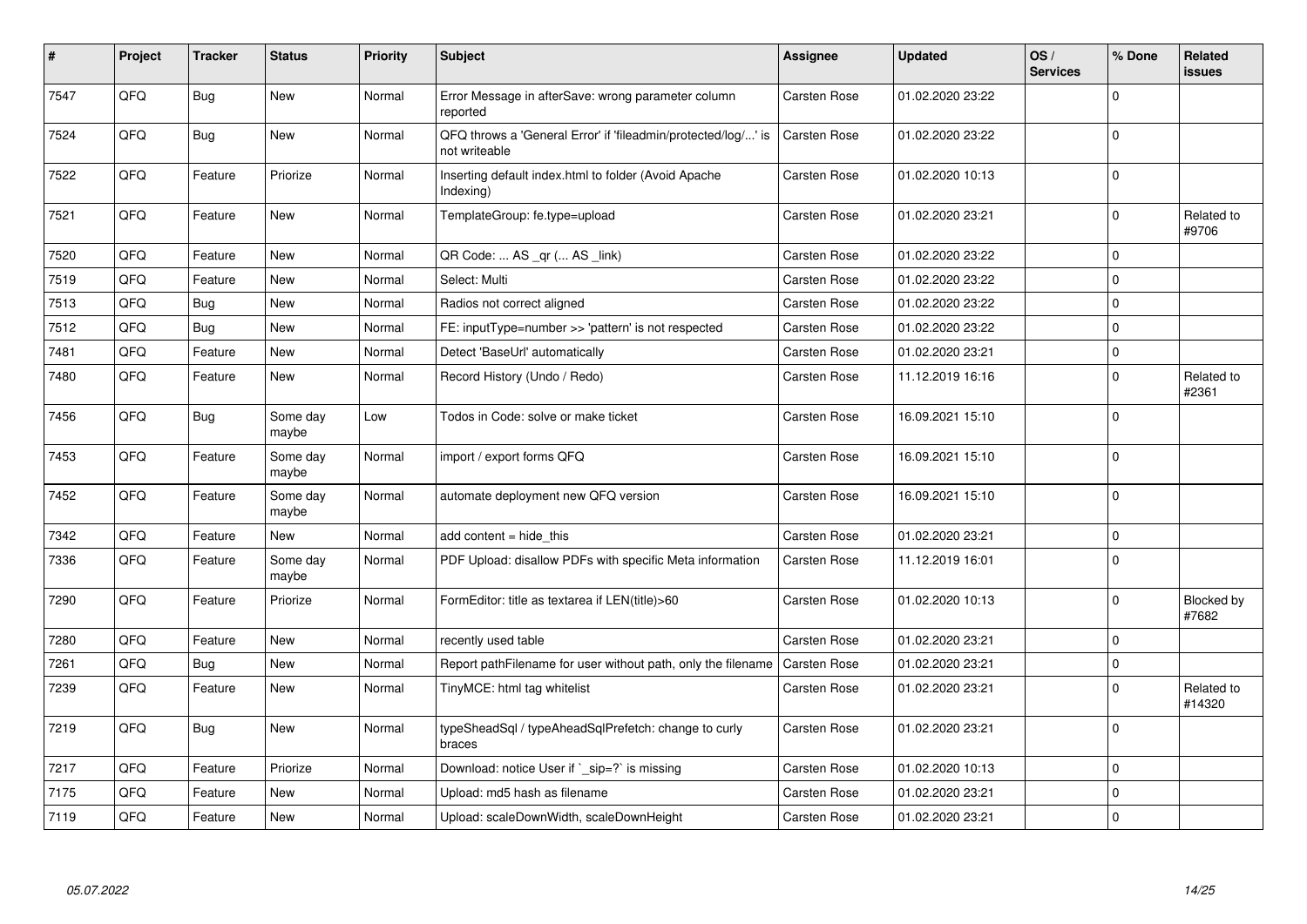| # | Project | Tracker | Status | Priority | Subject | Assignee | Updated | OS / Services | % Done | Related issues |
|---|---|---|---|---|---|---|---|---|---|---|
| 7547 | QFQ | Bug | New | Normal | Error Message in afterSave: wrong parameter column reported | Carsten Rose | 01.02.2020 23:22 | | 0 | |
| 7524 | QFQ | Bug | New | Normal | QFQ throws a 'General Error' if 'fileadmin/protected/log/...' is not writeable | Carsten Rose | 01.02.2020 23:22 | | 0 | |
| 7522 | QFQ | Feature | Priorize | Normal | Inserting default index.html to folder (Avoid Apache Indexing) | Carsten Rose | 01.02.2020 10:13 | | 0 | |
| 7521 | QFQ | Feature | New | Normal | TemplateGroup: fe.type=upload | Carsten Rose | 01.02.2020 23:21 | | 0 | Related to #9706 |
| 7520 | QFQ | Feature | New | Normal | QR Code: ... AS _qr (... AS _link) | Carsten Rose | 01.02.2020 23:22 | | 0 | |
| 7519 | QFQ | Feature | New | Normal | Select: Multi | Carsten Rose | 01.02.2020 23:22 | | 0 | |
| 7513 | QFQ | Bug | New | Normal | Radios not correct aligned | Carsten Rose | 01.02.2020 23:22 | | 0 | |
| 7512 | QFQ | Bug | New | Normal | FE: inputType=number >> 'pattern' is not respected | Carsten Rose | 01.02.2020 23:22 | | 0 | |
| 7481 | QFQ | Feature | New | Normal | Detect 'BaseUrl' automatically | Carsten Rose | 01.02.2020 23:21 | | 0 | |
| 7480 | QFQ | Feature | New | Normal | Record History (Undo / Redo) | Carsten Rose | 11.12.2019 16:16 | | 0 | Related to #2361 |
| 7456 | QFQ | Bug | Some day maybe | Low | Todos in Code: solve or make ticket | Carsten Rose | 16.09.2021 15:10 | | 0 | |
| 7453 | QFQ | Feature | Some day maybe | Normal | import / export forms QFQ | Carsten Rose | 16.09.2021 15:10 | | 0 | |
| 7452 | QFQ | Feature | Some day maybe | Normal | automate deployment new QFQ version | Carsten Rose | 16.09.2021 15:10 | | 0 | |
| 7342 | QFQ | Feature | New | Normal | add content = hide_this | Carsten Rose | 01.02.2020 23:21 | | 0 | |
| 7336 | QFQ | Feature | Some day maybe | Normal | PDF Upload: disallow PDFs with specific Meta information | Carsten Rose | 11.12.2019 16:01 | | 0 | |
| 7290 | QFQ | Feature | Priorize | Normal | FormEditor: title as textarea if LEN(title)>60 | Carsten Rose | 01.02.2020 10:13 | | 0 | Blocked by #7682 |
| 7280 | QFQ | Feature | New | Normal | recently used table | Carsten Rose | 01.02.2020 23:21 | | 0 | |
| 7261 | QFQ | Bug | New | Normal | Report pathFilename for user without path, only the filename | Carsten Rose | 01.02.2020 23:21 | | 0 | |
| 7239 | QFQ | Feature | New | Normal | TinyMCE: html tag whitelist | Carsten Rose | 01.02.2020 23:21 | | 0 | Related to #14320 |
| 7219 | QFQ | Bug | New | Normal | typeSheadSql / typeAheadSqlPrefetch: change to curly braces | Carsten Rose | 01.02.2020 23:21 | | 0 | |
| 7217 | QFQ | Feature | Priorize | Normal | Download: notice User if `_sip=?` is missing | Carsten Rose | 01.02.2020 10:13 | | 0 | |
| 7175 | QFQ | Feature | New | Normal | Upload: md5 hash as filename | Carsten Rose | 01.02.2020 23:21 | | 0 | |
| 7119 | QFQ | Feature | New | Normal | Upload: scaleDownWidth, scaleDownHeight | Carsten Rose | 01.02.2020 23:21 | | 0 | |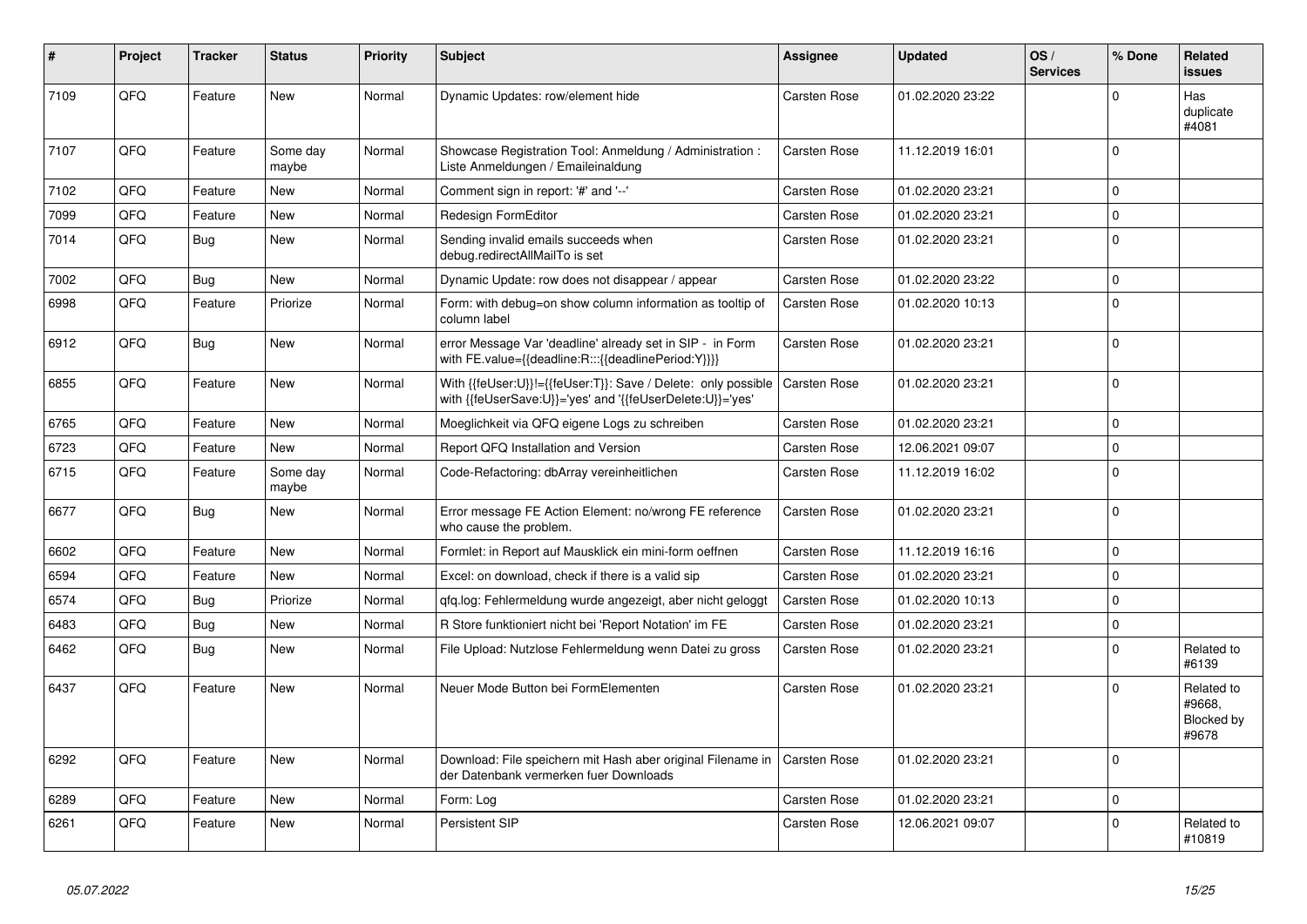| # | Project | Tracker | Status | Priority | Subject | Assignee | Updated | OS / Services | % Done | Related issues |
|---|---|---|---|---|---|---|---|---|---|---|
| 7109 | QFQ | Feature | New | Normal | Dynamic Updates: row/element hide | Carsten Rose | 01.02.2020 23:22 | | 0 | Has duplicate #4081 |
| 7107 | QFQ | Feature | Some day maybe | Normal | Showcase Registration Tool: Anmeldung / Administration : Liste Anmeldungen / Emaileinaldung | Carsten Rose | 11.12.2019 16:01 | | 0 | |
| 7102 | QFQ | Feature | New | Normal | Comment sign in report: '#' and '--' | Carsten Rose | 01.02.2020 23:21 | | 0 | |
| 7099 | QFQ | Feature | New | Normal | Redesign FormEditor | Carsten Rose | 01.02.2020 23:21 | | 0 | |
| 7014 | QFQ | Bug | New | Normal | Sending invalid emails succeeds when debug.redirectAllMailTo is set | Carsten Rose | 01.02.2020 23:21 | | 0 | |
| 7002 | QFQ | Bug | New | Normal | Dynamic Update: row does not disappear / appear | Carsten Rose | 01.02.2020 23:22 | | 0 | |
| 6998 | QFQ | Feature | Priorize | Normal | Form: with debug=on show column information as tooltip of column label | Carsten Rose | 01.02.2020 10:13 | | 0 | |
| 6912 | QFQ | Bug | New | Normal | error Message Var 'deadline' already set in SIP - in Form with FE.value={{deadline:R:::{{deadlinePeriod:Y}}}} | Carsten Rose | 01.02.2020 23:21 | | 0 | |
| 6855 | QFQ | Feature | New | Normal | With {{feUser:U}}!={{feUser:T}}: Save / Delete: only possible with {{feUserSave:U}}='yes' and '{{feUserDelete:U}}='yes' | Carsten Rose | 01.02.2020 23:21 | | 0 | |
| 6765 | QFQ | Feature | New | Normal | Moeglichkeit via QFQ eigene Logs zu schreiben | Carsten Rose | 01.02.2020 23:21 | | 0 | |
| 6723 | QFQ | Feature | New | Normal | Report QFQ Installation and Version | Carsten Rose | 12.06.2021 09:07 | | 0 | |
| 6715 | QFQ | Feature | Some day maybe | Normal | Code-Refactoring: dbArray vereinheitlichen | Carsten Rose | 11.12.2019 16:02 | | 0 | |
| 6677 | QFQ | Bug | New | Normal | Error message FE Action Element: no/wrong FE reference who cause the problem. | Carsten Rose | 01.02.2020 23:21 | | 0 | |
| 6602 | QFQ | Feature | New | Normal | Formlet: in Report auf Mausklick ein mini-form oeffnen | Carsten Rose | 11.12.2019 16:16 | | 0 | |
| 6594 | QFQ | Feature | New | Normal | Excel: on download, check if there is a valid sip | Carsten Rose | 01.02.2020 23:21 | | 0 | |
| 6574 | QFQ | Bug | Priorize | Normal | qfq.log: Fehlermeldung wurde angezeigt, aber nicht geloggt | Carsten Rose | 01.02.2020 10:13 | | 0 | |
| 6483 | QFQ | Bug | New | Normal | R Store funktioniert nicht bei 'Report Notation' im FE | Carsten Rose | 01.02.2020 23:21 | | 0 | |
| 6462 | QFQ | Bug | New | Normal | File Upload: Nutzlose Fehlermeldung wenn Datei zu gross | Carsten Rose | 01.02.2020 23:21 | | 0 | Related to #6139 |
| 6437 | QFQ | Feature | New | Normal | Neuer Mode Button bei FormElementen | Carsten Rose | 01.02.2020 23:21 | | 0 | Related to #9668, Blocked by #9678 |
| 6292 | QFQ | Feature | New | Normal | Download: File speichern mit Hash aber original Filename in der Datenbank vermerken fuer Downloads | Carsten Rose | 01.02.2020 23:21 | | 0 | |
| 6289 | QFQ | Feature | New | Normal | Form: Log | Carsten Rose | 01.02.2020 23:21 | | 0 | |
| 6261 | QFQ | Feature | New | Normal | Persistent SIP | Carsten Rose | 12.06.2021 09:07 | | 0 | Related to #10819 |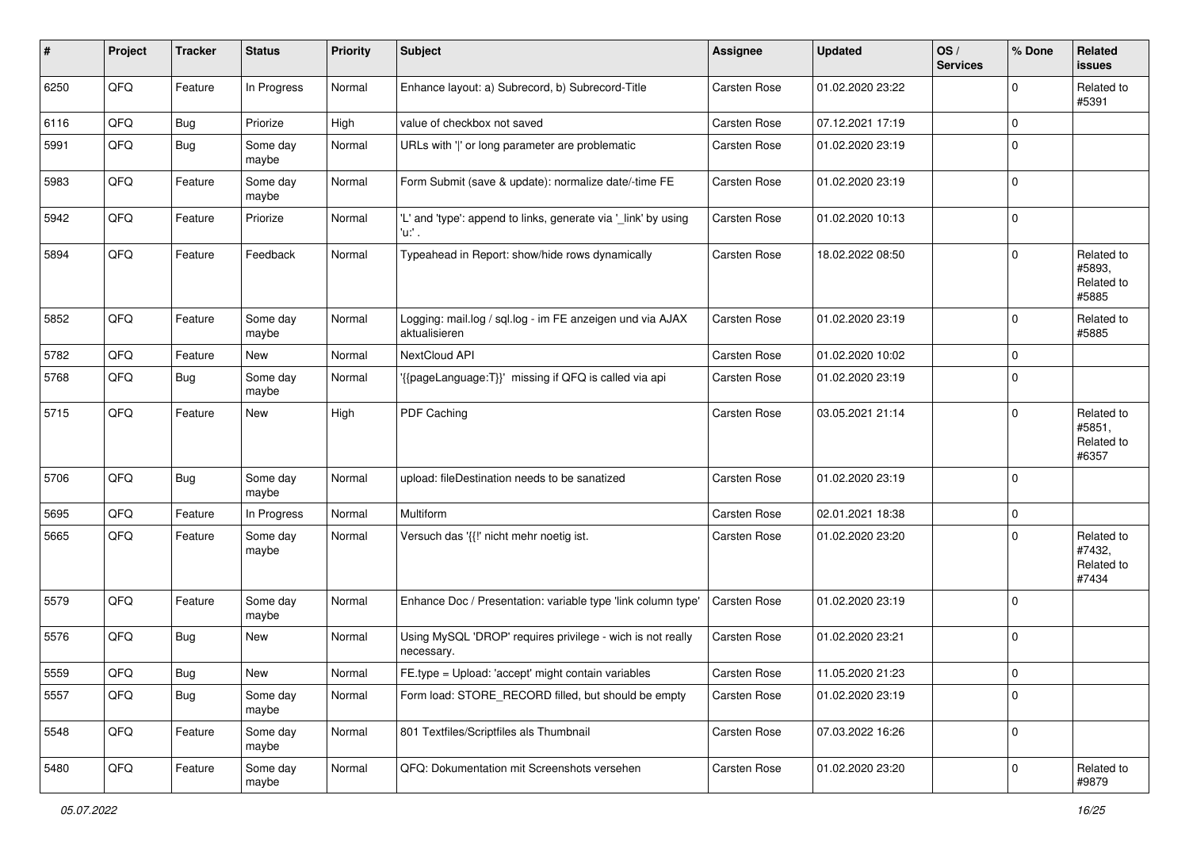| # | Project | Tracker | Status | Priority | Subject | Assignee | Updated | OS / Services | % Done | Related issues |
|---|---|---|---|---|---|---|---|---|---|---|
| 6250 | QFQ | Feature | In Progress | Normal | Enhance layout: a) Subrecord, b) Subrecord-Title | Carsten Rose | 01.02.2020 23:22 | | 0 | Related to #5391 |
| 6116 | QFQ | Bug | Priorize | High | value of checkbox not saved | Carsten Rose | 07.12.2021 17:19 | | 0 | |
| 5991 | QFQ | Bug | Some day maybe | Normal | URLs with '\|' or long parameter are problematic | Carsten Rose | 01.02.2020 23:19 | | 0 | |
| 5983 | QFQ | Feature | Some day maybe | Normal | Form Submit (save & update): normalize date/-time FE | Carsten Rose | 01.02.2020 23:19 | | 0 | |
| 5942 | QFQ | Feature | Priorize | Normal | 'L' and 'type': append to links, generate via '_link' by using 'u:' . | Carsten Rose | 01.02.2020 10:13 | | 0 | |
| 5894 | QFQ | Feature | Feedback | Normal | Typeahead in Report: show/hide rows dynamically | Carsten Rose | 18.02.2022 08:50 | | 0 | Related to #5893, Related to #5885 |
| 5852 | QFQ | Feature | Some day maybe | Normal | Logging: mail.log / sql.log - im FE anzeigen und via AJAX aktualisieren | Carsten Rose | 01.02.2020 23:19 | | 0 | Related to #5885 |
| 5782 | QFQ | Feature | New | Normal | NextCloud API | Carsten Rose | 01.02.2020 10:02 | | 0 | |
| 5768 | QFQ | Bug | Some day maybe | Normal | '{{pageLanguage:T}}' missing if QFQ is called via api | Carsten Rose | 01.02.2020 23:19 | | 0 | |
| 5715 | QFQ | Feature | New | High | PDF Caching | Carsten Rose | 03.05.2021 21:14 | | 0 | Related to #5851, Related to #6357 |
| 5706 | QFQ | Bug | Some day maybe | Normal | upload: fileDestination needs to be sanatized | Carsten Rose | 01.02.2020 23:19 | | 0 | |
| 5695 | QFQ | Feature | In Progress | Normal | Multiform | Carsten Rose | 02.01.2021 18:38 | | 0 | |
| 5665 | QFQ | Feature | Some day maybe | Normal | Versuch das '{{!' nicht mehr noetig ist. | Carsten Rose | 01.02.2020 23:20 | | 0 | Related to #7432, Related to #7434 |
| 5579 | QFQ | Feature | Some day maybe | Normal | Enhance Doc / Presentation: variable type 'link column type' | Carsten Rose | 01.02.2020 23:19 | | 0 | |
| 5576 | QFQ | Bug | New | Normal | Using MySQL 'DROP' requires privilege - wich is not really necessary. | Carsten Rose | 01.02.2020 23:21 | | 0 | |
| 5559 | QFQ | Bug | New | Normal | FE.type = Upload: 'accept' might contain variables | Carsten Rose | 11.05.2020 21:23 | | 0 | |
| 5557 | QFQ | Bug | Some day maybe | Normal | Form load: STORE_RECORD filled, but should be empty | Carsten Rose | 01.02.2020 23:19 | | 0 | |
| 5548 | QFQ | Feature | Some day maybe | Normal | 801 Textfiles/Scriptfiles als Thumbnail | Carsten Rose | 07.03.2022 16:26 | | 0 | |
| 5480 | QFQ | Feature | Some day maybe | Normal | QFQ: Dokumentation mit Screenshots versehen | Carsten Rose | 01.02.2020 23:20 | | 0 | Related to #9879 |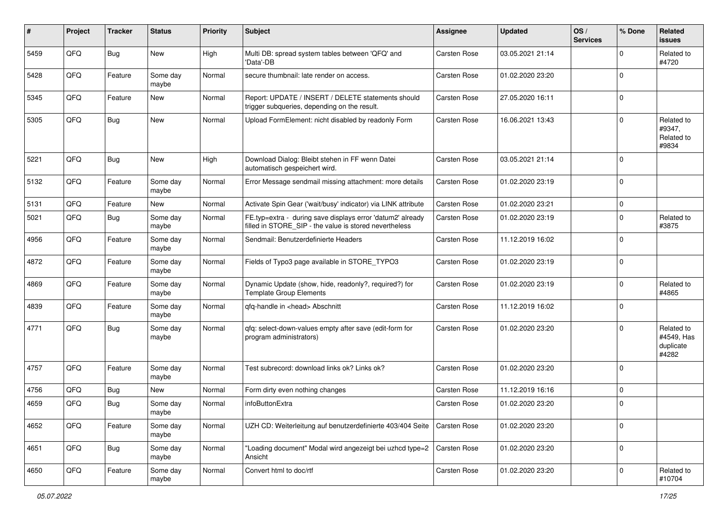| # | Project | Tracker | Status | Priority | Subject | Assignee | Updated | OS / Services | % Done | Related issues |
|---|---|---|---|---|---|---|---|---|---|---|
| 5459 | QFQ | Bug | New | High | Multi DB: spread system tables between 'QFQ' and 'Data'-DB | Carsten Rose | 03.05.2021 21:14 | | 0 | Related to #4720 |
| 5428 | QFQ | Feature | Some day maybe | Normal | secure thumbnail: late render on access. | Carsten Rose | 01.02.2020 23:20 | | 0 | |
| 5345 | QFQ | Feature | New | Normal | Report: UPDATE / INSERT / DELETE statements should trigger subqueries, depending on the result. | Carsten Rose | 27.05.2020 16:11 | | 0 | |
| 5305 | QFQ | Bug | New | Normal | Upload FormElement: nicht disabled by readonly Form | Carsten Rose | 16.06.2021 13:43 | | 0 | Related to #9347, Related to #9834 |
| 5221 | QFQ | Bug | New | High | Download Dialog: Bleibt stehen in FF wenn Datei automatisch gespeichert wird. | Carsten Rose | 03.05.2021 21:14 | | 0 | |
| 5132 | QFQ | Feature | Some day maybe | Normal | Error Message sendmail missing attachment: more details | Carsten Rose | 01.02.2020 23:19 | | 0 | |
| 5131 | QFQ | Feature | New | Normal | Activate Spin Gear ('wait/busy' indicator) via LINK attribute | Carsten Rose | 01.02.2020 23:21 | | 0 | |
| 5021 | QFQ | Bug | Some day maybe | Normal | FE.typ=extra - during save displays error 'datum2' already filled in STORE_SIP - the value is stored nevertheless | Carsten Rose | 01.02.2020 23:19 | | 0 | Related to #3875 |
| 4956 | QFQ | Feature | Some day maybe | Normal | Sendmail: Benutzerdefinierte Headers | Carsten Rose | 11.12.2019 16:02 | | 0 | |
| 4872 | QFQ | Feature | Some day maybe | Normal | Fields of Typo3 page available in STORE_TYPO3 | Carsten Rose | 01.02.2020 23:19 | | 0 | |
| 4869 | QFQ | Feature | Some day maybe | Normal | Dynamic Update (show, hide, readonly?, required?) for Template Group Elements | Carsten Rose | 01.02.2020 23:19 | | 0 | Related to #4865 |
| 4839 | QFQ | Feature | Some day maybe | Normal | qfq-handle in <head> Abschnitt | Carsten Rose | 11.12.2019 16:02 | | 0 | |
| 4771 | QFQ | Bug | Some day maybe | Normal | qfq: select-down-values empty after save (edit-form for program administrators) | Carsten Rose | 01.02.2020 23:20 | | 0 | Related to #4549, Has duplicate #4282 |
| 4757 | QFQ | Feature | Some day maybe | Normal | Test subrecord: download links ok? Links ok? | Carsten Rose | 01.02.2020 23:20 | | 0 | |
| 4756 | QFQ | Bug | New | Normal | Form dirty even nothing changes | Carsten Rose | 11.12.2019 16:16 | | 0 | |
| 4659 | QFQ | Bug | Some day maybe | Normal | infoButtonExtra | Carsten Rose | 01.02.2020 23:20 | | 0 | |
| 4652 | QFQ | Feature | Some day maybe | Normal | UZH CD: Weiterleitung auf benutzerdefinierte 403/404 Seite | Carsten Rose | 01.02.2020 23:20 | | 0 | |
| 4651 | QFQ | Bug | Some day maybe | Normal | "Loading document" Modal wird angezeigt bei uzhcd type=2 Ansicht | Carsten Rose | 01.02.2020 23:20 | | 0 | |
| 4650 | QFQ | Feature | Some day maybe | Normal | Convert html to doc/rtf | Carsten Rose | 01.02.2020 23:20 | | 0 | Related to #10704 |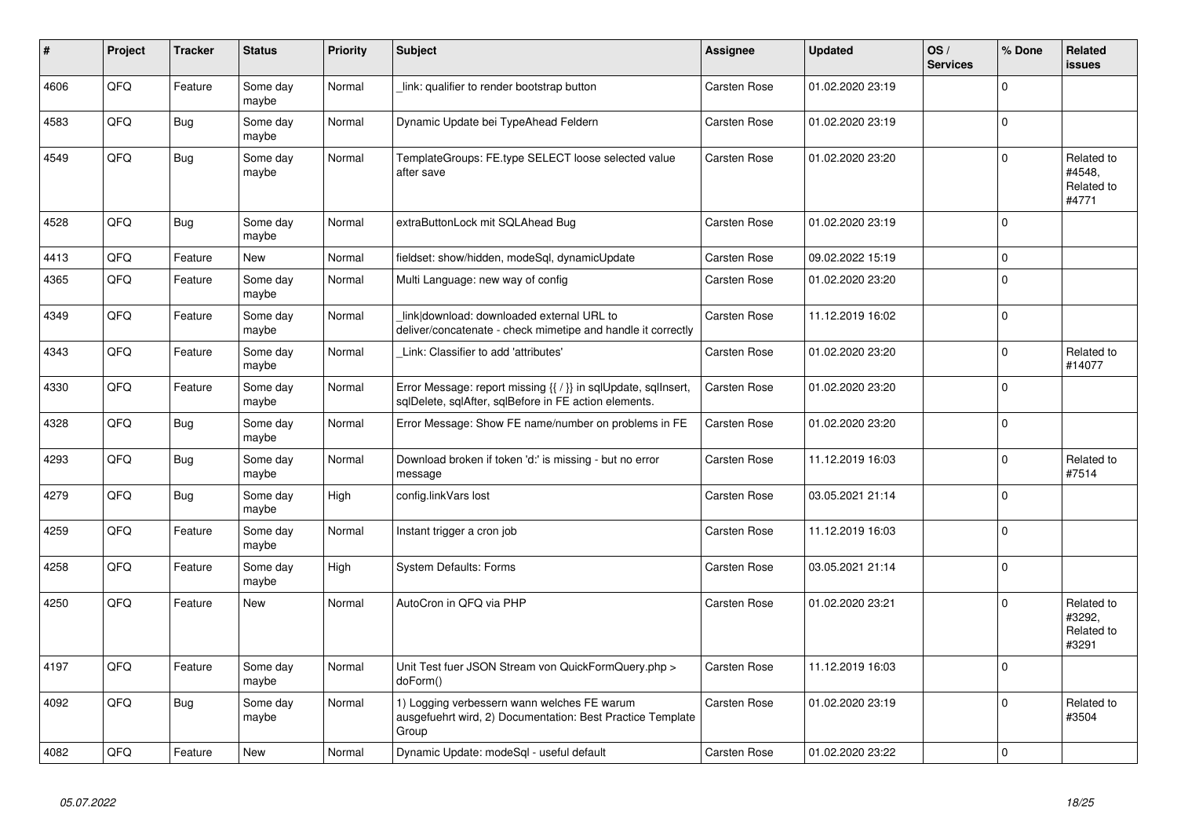| # | Project | Tracker | Status | Priority | Subject | Assignee | Updated | OS / Services | % Done | Related issues |
|---|---|---|---|---|---|---|---|---|---|---|
| 4606 | QFO | Feature | Some day maybe | Normal | _link: qualifier to render bootstrap button | Carsten Rose | 01.02.2020 23:19 | | 0 | |
| 4583 | QFO | Bug | Some day maybe | Normal | Dynamic Update bei TypeAhead Feldern | Carsten Rose | 01.02.2020 23:19 | | 0 | |
| 4549 | QFO | Bug | Some day maybe | Normal | TemplateGroups: FE.type SELECT loose selected value after save | Carsten Rose | 01.02.2020 23:20 | | 0 | Related to #4548, Related to #4771 |
| 4528 | QFO | Bug | Some day maybe | Normal | extraButtonLock mit SQLAhead Bug | Carsten Rose | 01.02.2020 23:19 | | 0 | |
| 4413 | QFO | Feature | New | Normal | fieldset: show/hidden, modeSql, dynamicUpdate | Carsten Rose | 09.02.2022 15:19 | | 0 | |
| 4365 | QFO | Feature | Some day maybe | Normal | Multi Language: new way of config | Carsten Rose | 01.02.2020 23:20 | | 0 | |
| 4349 | QFO | Feature | Some day maybe | Normal | _link\|download: downloaded external URL to deliver/concatenate - check mimetipe and handle it correctly | Carsten Rose | 11.12.2019 16:02 | | 0 | |
| 4343 | QFO | Feature | Some day maybe | Normal | _Link: Classifier to add 'attributes' | Carsten Rose | 01.02.2020 23:20 | | 0 | Related to #14077 |
| 4330 | QFO | Feature | Some day maybe | Normal | Error Message: report missing {{ / }} in sqlUpdate, sqlInsert, sqlDelete, sqlAfter, sqlBefore in FE action elements. | Carsten Rose | 01.02.2020 23:20 | | 0 | |
| 4328 | QFO | Bug | Some day maybe | Normal | Error Message: Show FE name/number on problems in FE | Carsten Rose | 01.02.2020 23:20 | | 0 | |
| 4293 | QFO | Bug | Some day maybe | Normal | Download broken if token 'd:' is missing - but no error message | Carsten Rose | 11.12.2019 16:03 | | 0 | Related to #7514 |
| 4279 | QFO | Bug | Some day maybe | High | config.linkVars lost | Carsten Rose | 03.05.2021 21:14 | | 0 | |
| 4259 | QFO | Feature | Some day maybe | Normal | Instant trigger a cron job | Carsten Rose | 11.12.2019 16:03 | | 0 | |
| 4258 | QFO | Feature | Some day maybe | High | System Defaults: Forms | Carsten Rose | 03.05.2021 21:14 | | 0 | |
| 4250 | QFO | Feature | New | Normal | AutoCron in QFQ via PHP | Carsten Rose | 01.02.2020 23:21 | | 0 | Related to #3292, Related to #3291 |
| 4197 | QFO | Feature | Some day maybe | Normal | Unit Test fuer JSON Stream von QuickFormQuery.php > doForm() | Carsten Rose | 11.12.2019 16:03 | | 0 | |
| 4092 | QFO | Bug | Some day maybe | Normal | 1) Logging verbessern wann welches FE warum ausgefuehrt wird, 2) Documentation: Best Practice Template Group | Carsten Rose | 01.02.2020 23:19 | | 0 | Related to #3504 |
| 4082 | QFO | Feature | New | Normal | Dynamic Update: modeSql - useful default | Carsten Rose | 01.02.2020 23:22 | | 0 | |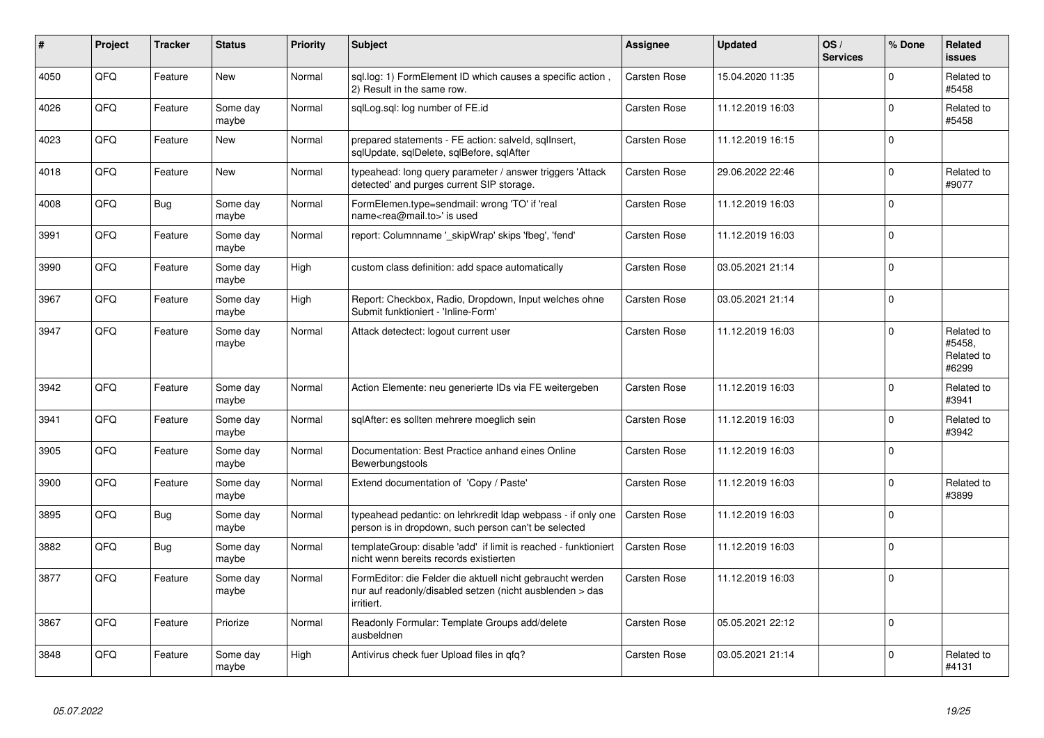| # | Project | Tracker | Status | Priority | Subject | Assignee | Updated | OS / Services | % Done | Related issues |
|---|---|---|---|---|---|---|---|---|---|---|
| 4050 | QFQ | Feature | New | Normal | sql.log: 1) FormElement ID which causes a specific action , 2) Result in the same row. | Carsten Rose | 15.04.2020 11:35 | | 0 | Related to #5458 |
| 4026 | QFQ | Feature | Some day maybe | Normal | sqlLog.sql: log number of FE.id | Carsten Rose | 11.12.2019 16:03 | | 0 | Related to #5458 |
| 4023 | QFQ | Feature | New | Normal | prepared statements - FE action: salveld, sqlInsert, sqlUpdate, sqlDelete, sqlBefore, sqlAfter | Carsten Rose | 11.12.2019 16:15 | | 0 | |
| 4018 | QFQ | Feature | New | Normal | typeahead: long query parameter / answer triggers 'Attack detected' and purges current SIP storage. | Carsten Rose | 29.06.2022 22:46 | | 0 | Related to #9077 |
| 4008 | QFQ | Bug | Some day maybe | Normal | FormElemen.type=sendmail: wrong 'TO' if 'real name<rea@mail.to>' is used | Carsten Rose | 11.12.2019 16:03 | | 0 | |
| 3991 | QFQ | Feature | Some day maybe | Normal | report: Columnname '_skipWrap' skips 'fbeg', 'fend' | Carsten Rose | 11.12.2019 16:03 | | 0 | |
| 3990 | QFQ | Feature | Some day maybe | High | custom class definition: add space automatically | Carsten Rose | 03.05.2021 21:14 | | 0 | |
| 3967 | QFQ | Feature | Some day maybe | High | Report: Checkbox, Radio, Dropdown, Input welches ohne Submit funktioniert - 'Inline-Form' | Carsten Rose | 03.05.2021 21:14 | | 0 | |
| 3947 | QFQ | Feature | Some day maybe | Normal | Attack detectect: logout current user | Carsten Rose | 11.12.2019 16:03 | | 0 | Related to #5458, Related to #6299 |
| 3942 | QFQ | Feature | Some day maybe | Normal | Action Elemente: neu generierte IDs via FE weitergeben | Carsten Rose | 11.12.2019 16:03 | | 0 | Related to #3941 |
| 3941 | QFQ | Feature | Some day maybe | Normal | sqlAfter: es sollten mehrere moeglich sein | Carsten Rose | 11.12.2019 16:03 | | 0 | Related to #3942 |
| 3905 | QFQ | Feature | Some day maybe | Normal | Documentation: Best Practice anhand eines Online Bewerbungstools | Carsten Rose | 11.12.2019 16:03 | | 0 | |
| 3900 | QFQ | Feature | Some day maybe | Normal | Extend documentation of 'Copy / Paste' | Carsten Rose | 11.12.2019 16:03 | | 0 | Related to #3899 |
| 3895 | QFQ | Bug | Some day maybe | Normal | typeahead pedantic: on lehrkredit ldap webpass - if only one person is in dropdown, such person can't be selected | Carsten Rose | 11.12.2019 16:03 | | 0 | |
| 3882 | QFQ | Bug | Some day maybe | Normal | templateGroup: disable 'add' if limit is reached - funktioniert nicht wenn bereits records existierten | Carsten Rose | 11.12.2019 16:03 | | 0 | |
| 3877 | QFQ | Feature | Some day maybe | Normal | FormEditor: die Felder die aktuell nicht gebraucht werden nur auf readonly/disabled setzen (nicht ausblenden > das irritiert. | Carsten Rose | 11.12.2019 16:03 | | 0 | |
| 3867 | QFQ | Feature | Priorize | Normal | Readonly Formular: Template Groups add/delete ausbeldnen | Carsten Rose | 05.05.2021 22:12 | | 0 | |
| 3848 | QFQ | Feature | Some day maybe | High | Antivirus check fuer Upload files in qfq? | Carsten Rose | 03.05.2021 21:14 | | 0 | Related to #4131 |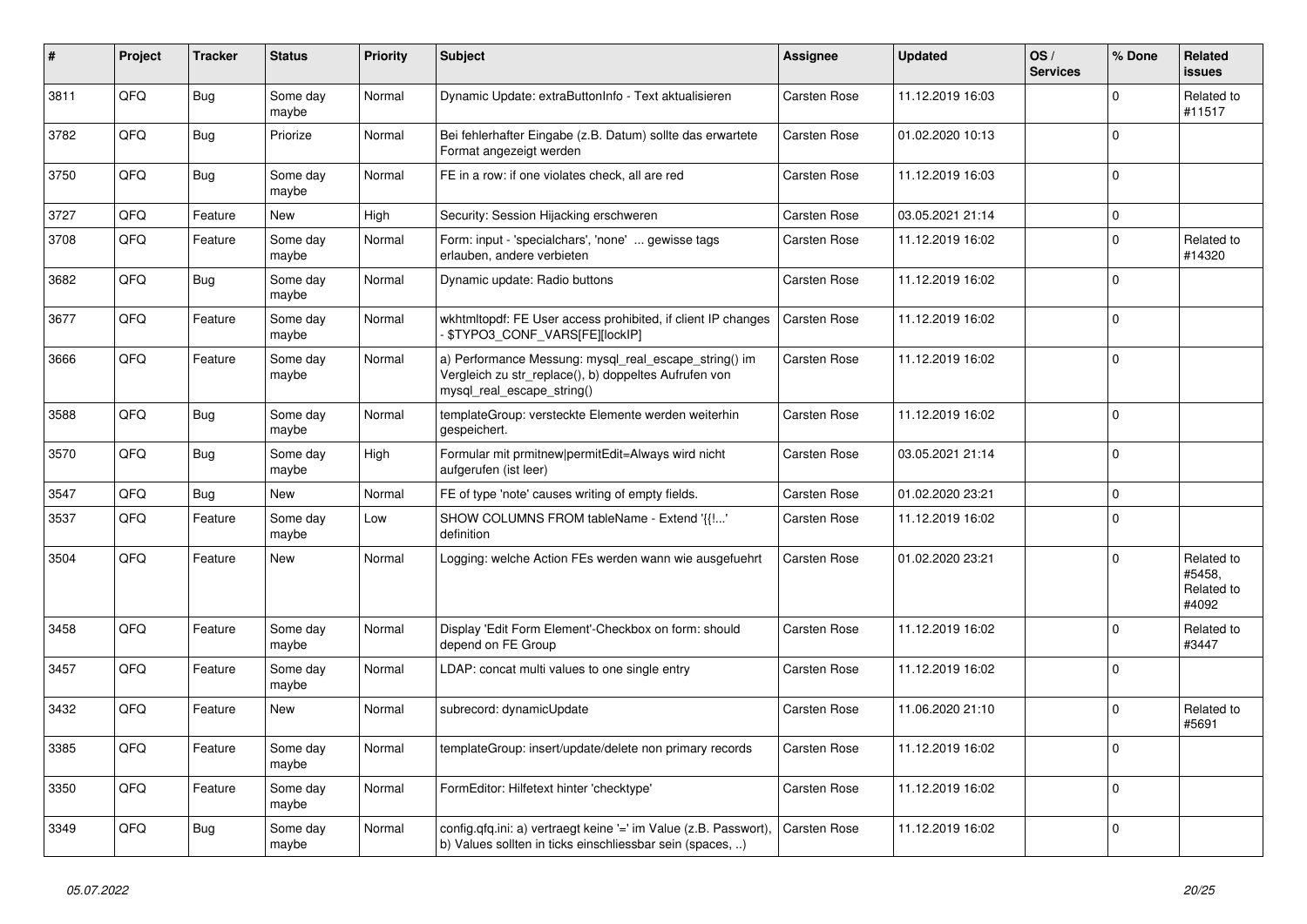| # | Project | Tracker | Status | Priority | Subject | Assignee | Updated | OS / Services | % Done | Related issues |
|---|---|---|---|---|---|---|---|---|---|---|
| 3811 | QFQ | Bug | Some day maybe | Normal | Dynamic Update: extraButtonInfo - Text aktualisieren | Carsten Rose | 11.12.2019 16:03 | | 0 | Related to #11517 |
| 3782 | QFQ | Bug | Priorize | Normal | Bei fehlerhafter Eingabe (z.B. Datum) sollte das erwartete Format angezeigt werden | Carsten Rose | 01.02.2020 10:13 | | 0 | |
| 3750 | QFQ | Bug | Some day maybe | Normal | FE in a row: if one violates check, all are red | Carsten Rose | 11.12.2019 16:03 | | 0 | |
| 3727 | QFQ | Feature | New | High | Security: Session Hijacking erschweren | Carsten Rose | 03.05.2021 21:14 | | 0 | |
| 3708 | QFQ | Feature | Some day maybe | Normal | Form: input - 'specialchars', 'none' ... gewisse tags erlauben, andere verbieten | Carsten Rose | 11.12.2019 16:02 | | 0 | Related to #14320 |
| 3682 | QFQ | Bug | Some day maybe | Normal | Dynamic update: Radio buttons | Carsten Rose | 11.12.2019 16:02 | | 0 | |
| 3677 | QFQ | Feature | Some day maybe | Normal | wkhtmltopdf: FE User access prohibited, if client IP changes - $TYPO3_CONF_VARS[FE][lockIP] | Carsten Rose | 11.12.2019 16:02 | | 0 | |
| 3666 | QFQ | Feature | Some day maybe | Normal | a) Performance Messung: mysql_real_escape_string() im Vergleich zu str_replace(), b) doppeltes Aufrufen von mysql_real_escape_string() | Carsten Rose | 11.12.2019 16:02 | | 0 | |
| 3588 | QFQ | Bug | Some day maybe | Normal | templateGroup: versteckte Elemente werden weiterhin gespeichert. | Carsten Rose | 11.12.2019 16:02 | | 0 | |
| 3570 | QFQ | Bug | Some day maybe | High | Formular mit prmitnew\|permitEdit=Always wird nicht aufgerufen (ist leer) | Carsten Rose | 03.05.2021 21:14 | | 0 | |
| 3547 | QFQ | Bug | New | Normal | FE of type 'note' causes writing of empty fields. | Carsten Rose | 01.02.2020 23:21 | | 0 | |
| 3537 | QFQ | Feature | Some day maybe | Low | SHOW COLUMNS FROM tableName - Extend '{{!...' definition | Carsten Rose | 11.12.2019 16:02 | | 0 | |
| 3504 | QFQ | Feature | New | Normal | Logging: welche Action FEs werden wann wie ausgefuehrt | Carsten Rose | 01.02.2020 23:21 | | 0 | Related to #5458, Related to #4092 |
| 3458 | QFQ | Feature | Some day maybe | Normal | Display 'Edit Form Element'-Checkbox on form: should depend on FE Group | Carsten Rose | 11.12.2019 16:02 | | 0 | Related to #3447 |
| 3457 | QFQ | Feature | Some day maybe | Normal | LDAP: concat multi values to one single entry | Carsten Rose | 11.12.2019 16:02 | | 0 | |
| 3432 | QFQ | Feature | New | Normal | subrecord: dynamicUpdate | Carsten Rose | 11.06.2020 21:10 | | 0 | Related to #5691 |
| 3385 | QFQ | Feature | Some day maybe | Normal | templateGroup: insert/update/delete non primary records | Carsten Rose | 11.12.2019 16:02 | | 0 | |
| 3350 | QFQ | Feature | Some day maybe | Normal | FormEditor: Hilfetext hinter 'checktype' | Carsten Rose | 11.12.2019 16:02 | | 0 | |
| 3349 | QFQ | Bug | Some day maybe | Normal | config.qfq.ini: a) vertraegt keine '=' im Value (z.B. Passwort), b) Values sollten in ticks einschliessbar sein (spaces, ..) | Carsten Rose | 11.12.2019 16:02 | | 0 | |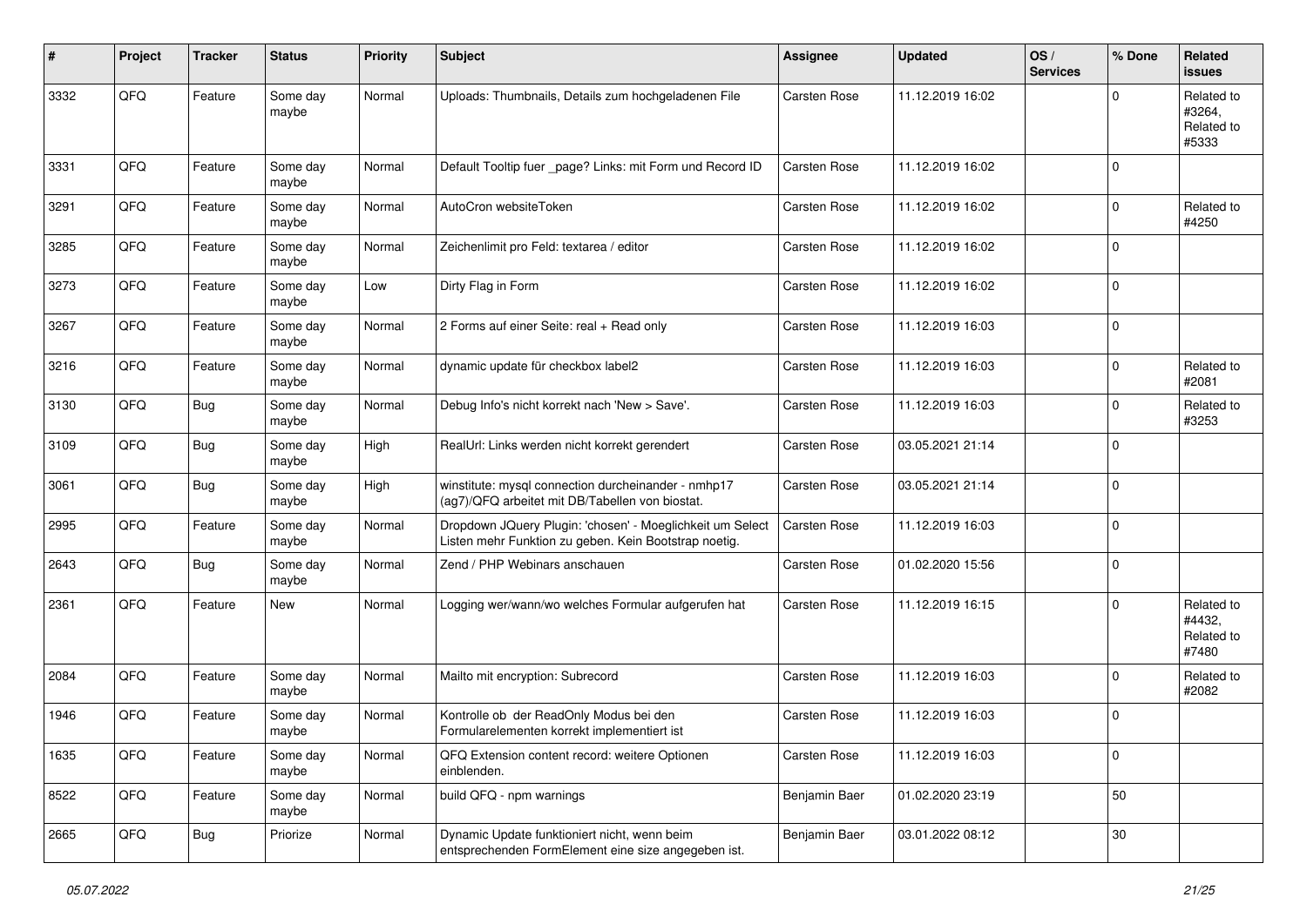| # | Project | Tracker | Status | Priority | Subject | Assignee | Updated | OS / Services | % Done | Related issues |
|---|---|---|---|---|---|---|---|---|---|---|
| 3332 | QFQ | Feature | Some day maybe | Normal | Uploads: Thumbnails, Details zum hochgeladenen File | Carsten Rose | 11.12.2019 16:02 | | 0 | Related to #3264, Related to #5333 |
| 3331 | QFQ | Feature | Some day maybe | Normal | Default Tooltip fuer _page? Links: mit Form und Record ID | Carsten Rose | 11.12.2019 16:02 | | 0 | |
| 3291 | QFQ | Feature | Some day maybe | Normal | AutoCron websiteToken | Carsten Rose | 11.12.2019 16:02 | | 0 | Related to #4250 |
| 3285 | QFQ | Feature | Some day maybe | Normal | Zeichenlimit pro Feld: textarea / editor | Carsten Rose | 11.12.2019 16:02 | | 0 | |
| 3273 | QFQ | Feature | Some day maybe | Low | Dirty Flag in Form | Carsten Rose | 11.12.2019 16:02 | | 0 | |
| 3267 | QFQ | Feature | Some day maybe | Normal | 2 Forms auf einer Seite: real + Read only | Carsten Rose | 11.12.2019 16:03 | | 0 | |
| 3216 | QFQ | Feature | Some day maybe | Normal | dynamic update für checkbox label2 | Carsten Rose | 11.12.2019 16:03 | | 0 | Related to #2081 |
| 3130 | QFQ | Bug | Some day maybe | Normal | Debug Info's nicht korrekt nach 'New > Save'. | Carsten Rose | 11.12.2019 16:03 | | 0 | Related to #3253 |
| 3109 | QFQ | Bug | Some day maybe | High | RealUrl: Links werden nicht korrekt gerendert | Carsten Rose | 03.05.2021 21:14 | | 0 | |
| 3061 | QFQ | Bug | Some day maybe | High | winstitute: mysql connection durcheinander - nmhp17 (ag7)/QFQ arbeitet mit DB/Tabellen von biostat. | Carsten Rose | 03.05.2021 21:14 | | 0 | |
| 2995 | QFQ | Feature | Some day maybe | Normal | Dropdown JQuery Plugin: 'chosen' - Moeglichkeit um Select Listen mehr Funktion zu geben. Kein Bootstrap noetig. | Carsten Rose | 11.12.2019 16:03 | | 0 | |
| 2643 | QFQ | Bug | Some day maybe | Normal | Zend / PHP Webinars anschauen | Carsten Rose | 01.02.2020 15:56 | | 0 | |
| 2361 | QFQ | Feature | New | Normal | Logging wer/wann/wo welches Formular aufgerufen hat | Carsten Rose | 11.12.2019 16:15 | | 0 | Related to #4432, Related to #7480 |
| 2084 | QFQ | Feature | Some day maybe | Normal | Mailto mit encryption: Subrecord | Carsten Rose | 11.12.2019 16:03 | | 0 | Related to #2082 |
| 1946 | QFQ | Feature | Some day maybe | Normal | Kontrolle ob der ReadOnly Modus bei den Formularelementen korrekt implementiert ist | Carsten Rose | 11.12.2019 16:03 | | 0 | |
| 1635 | QFQ | Feature | Some day maybe | Normal | QFQ Extension content record: weitere Optionen einblenden. | Carsten Rose | 11.12.2019 16:03 | | 0 | |
| 8522 | QFQ | Feature | Some day maybe | Normal | build QFQ - npm warnings | Benjamin Baer | 01.02.2020 23:19 | | 50 | |
| 2665 | QFQ | Bug | Priorize | Normal | Dynamic Update funktioniert nicht, wenn beim entsprechenden FormElement eine size angegeben ist. | Benjamin Baer | 03.01.2022 08:12 | | 30 | |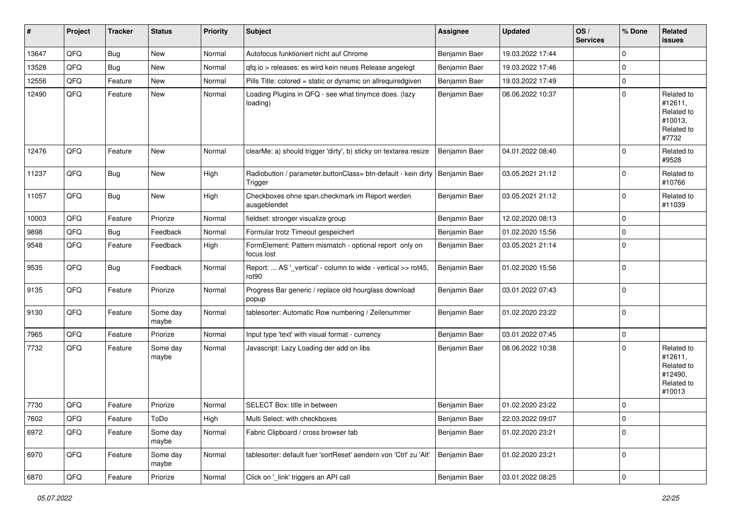| # | Project | Tracker | Status | Priority | Subject | Assignee | Updated | OS / Services | % Done | Related issues |
|---|---|---|---|---|---|---|---|---|---|---|
| 13647 | QFQ | Bug | New | Normal | Autofocus funktioniert nicht auf Chrome | Benjamin Baer | 19.03.2022 17:44 | | 0 | |
| 13528 | QFQ | Bug | New | Normal | qfq.io > releases: es wird kein neues Release angelegt | Benjamin Baer | 19.03.2022 17:46 | | 0 | |
| 12556 | QFQ | Feature | New | Normal | Pills Title: colored = static or dynamic on allrequiredgiven | Benjamin Baer | 19.03.2022 17:49 | | 0 | |
| 12490 | QFQ | Feature | New | Normal | Loading Plugins in QFQ - see what tinymce does. (lazy loading) | Benjamin Baer | 08.06.2022 10:37 | | 0 | Related to #12611, Related to #10013, Related to #7732 |
| 12476 | QFQ | Feature | New | Normal | clearMe: a) should trigger 'dirty', b) sticky on textarea resize | Benjamin Baer | 04.01.2022 08:40 | | 0 | Related to #9528 |
| 11237 | QFQ | Bug | New | High | Radiobutton / parameter.buttonClass= btn-default - kein dirty Trigger | Benjamin Baer | 03.05.2021 21:12 | | 0 | Related to #10766 |
| 11057 | QFQ | Bug | New | High | Checkboxes ohne span.checkmark im Report werden ausgeblendet | Benjamin Baer | 03.05.2021 21:12 | | 0 | Related to #11039 |
| 10003 | QFQ | Feature | Priorize | Normal | fieldset: stronger visualize group | Benjamin Baer | 12.02.2020 08:13 | | 0 | |
| 9898 | QFQ | Bug | Feedback | Normal | Formular trotz Timeout gespeichert | Benjamin Baer | 01.02.2020 15:56 | | 0 | |
| 9548 | QFQ | Feature | Feedback | High | FormElement: Pattern mismatch - optional report only on focus lost | Benjamin Baer | 03.05.2021 21:14 | | 0 | |
| 9535 | QFQ | Bug | Feedback | Normal | Report: ... AS '_vertical' - column to wide - vertical >> rot45, rot90 | Benjamin Baer | 01.02.2020 15:56 | | 0 | |
| 9135 | QFQ | Feature | Priorize | Normal | Progress Bar generic / replace old hourglass download popup | Benjamin Baer | 03.01.2022 07:43 | | 0 | |
| 9130 | QFQ | Feature | Some day maybe | Normal | tablesorter: Automatic Row numbering / Zeilenummer | Benjamin Baer | 01.02.2020 23:22 | | 0 | |
| 7965 | QFQ | Feature | Priorize | Normal | Input type 'text' with visual format - currency | Benjamin Baer | 03.01.2022 07:45 | | 0 | |
| 7732 | QFQ | Feature | Some day maybe | Normal | Javascript: Lazy Loading der add on libs | Benjamin Baer | 08.06.2022 10:38 | | 0 | Related to #12611, Related to #12490, Related to #10013 |
| 7730 | QFQ | Feature | Priorize | Normal | SELECT Box: title in between | Benjamin Baer | 01.02.2020 23:22 | | 0 | |
| 7602 | QFQ | Feature | ToDo | High | Multi Select: with checkboxes | Benjamin Baer | 22.03.2022 09:07 | | 0 | |
| 6972 | QFQ | Feature | Some day maybe | Normal | Fabric Clipboard / cross browser tab | Benjamin Baer | 01.02.2020 23:21 | | 0 | |
| 6970 | QFQ | Feature | Some day maybe | Normal | tablesorter: default fuer 'sortReset' aendern von 'Ctrl' zu 'Alt' | Benjamin Baer | 01.02.2020 23:21 | | 0 | |
| 6870 | QFQ | Feature | Priorize | Normal | Click on '_link' triggers an API call | Benjamin Baer | 03.01.2022 08:25 | | 0 | |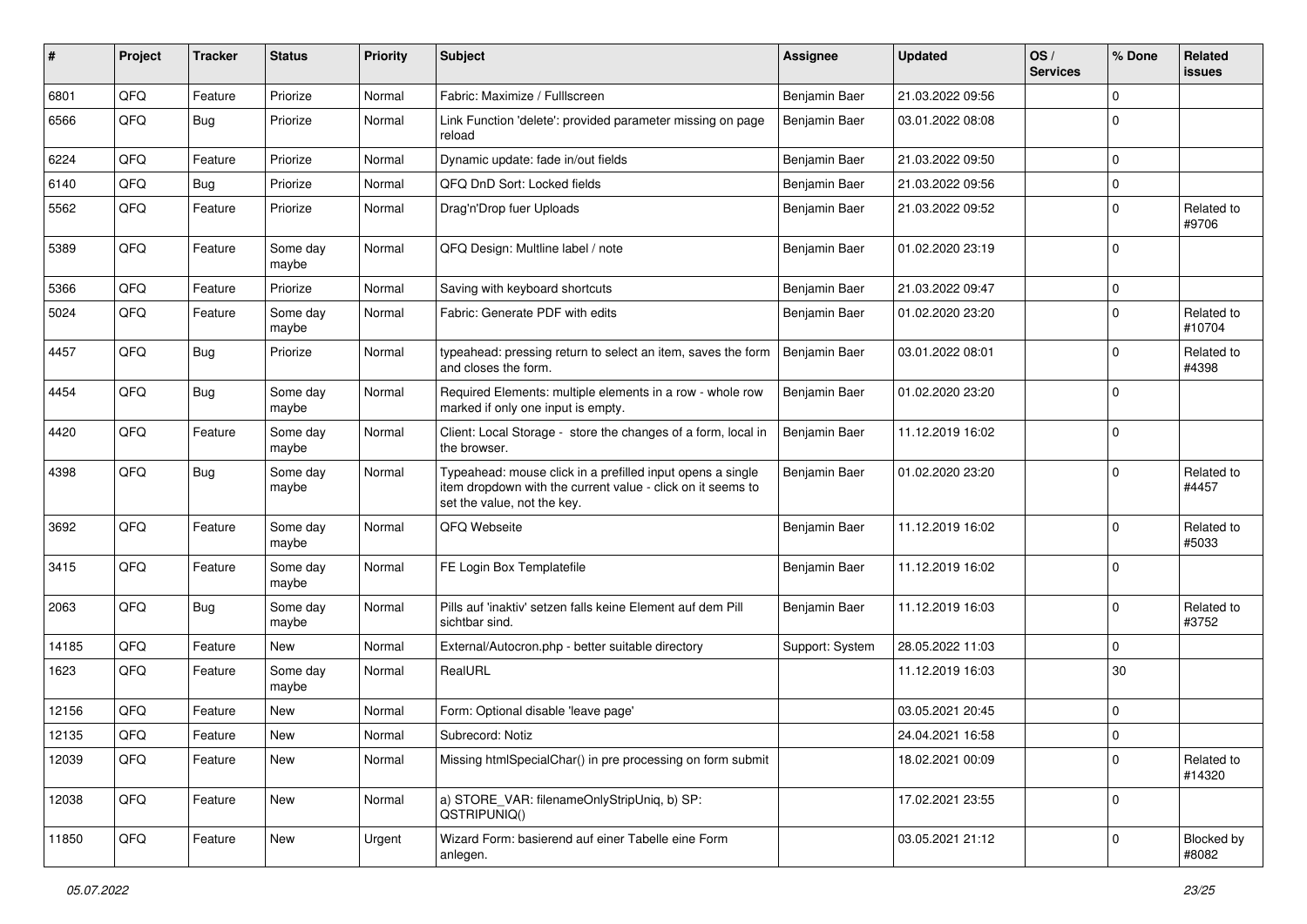| # | Project | Tracker | Status | Priority | Subject | Assignee | Updated | OS / Services | % Done | Related issues |
|---|---|---|---|---|---|---|---|---|---|---|
| 6801 | QFQ | Feature | Priorize | Normal | Fabric: Maximize / Fulllscreen | Benjamin Baer | 21.03.2022 09:56 | | 0 | |
| 6566 | QFQ | Bug | Priorize | Normal | Link Function 'delete': provided parameter missing on page reload | Benjamin Baer | 03.01.2022 08:08 | | 0 | |
| 6224 | QFQ | Feature | Priorize | Normal | Dynamic update: fade in/out fields | Benjamin Baer | 21.03.2022 09:50 | | 0 | |
| 6140 | QFQ | Bug | Priorize | Normal | QFQ DnD Sort: Locked fields | Benjamin Baer | 21.03.2022 09:56 | | 0 | |
| 5562 | QFQ | Feature | Priorize | Normal | Drag'n'Drop fuer Uploads | Benjamin Baer | 21.03.2022 09:52 | | 0 | Related to #9706 |
| 5389 | QFQ | Feature | Some day maybe | Normal | QFQ Design: Multline label / note | Benjamin Baer | 01.02.2020 23:19 | | 0 | |
| 5366 | QFQ | Feature | Priorize | Normal | Saving with keyboard shortcuts | Benjamin Baer | 21.03.2022 09:47 | | 0 | |
| 5024 | QFQ | Feature | Some day maybe | Normal | Fabric: Generate PDF with edits | Benjamin Baer | 01.02.2020 23:20 | | 0 | Related to #10704 |
| 4457 | QFQ | Bug | Priorize | Normal | typeahead: pressing return to select an item, saves the form and closes the form. | Benjamin Baer | 03.01.2022 08:01 | | 0 | Related to #4398 |
| 4454 | QFQ | Bug | Some day maybe | Normal | Required Elements: multiple elements in a row - whole row marked if only one input is empty. | Benjamin Baer | 01.02.2020 23:20 | | 0 | |
| 4420 | QFQ | Feature | Some day maybe | Normal | Client: Local Storage - store the changes of a form, local in the browser. | Benjamin Baer | 11.12.2019 16:02 | | 0 | |
| 4398 | QFQ | Bug | Some day maybe | Normal | Typeahead: mouse click in a prefilled input opens a single item dropdown with the current value - click on it seems to set the value, not the key. | Benjamin Baer | 01.02.2020 23:20 | | 0 | Related to #4457 |
| 3692 | QFQ | Feature | Some day maybe | Normal | QFQ Webseite | Benjamin Baer | 11.12.2019 16:02 | | 0 | Related to #5033 |
| 3415 | QFQ | Feature | Some day maybe | Normal | FE Login Box Templatefile | Benjamin Baer | 11.12.2019 16:02 | | 0 | |
| 2063 | QFQ | Bug | Some day maybe | Normal | Pills auf 'inaktiv' setzen falls keine Element auf dem Pill sichtbar sind. | Benjamin Baer | 11.12.2019 16:03 | | 0 | Related to #3752 |
| 14185 | QFQ | Feature | New | Normal | External/Autocron.php - better suitable directory | Support: System | 28.05.2022 11:03 | | 0 | |
| 1623 | QFQ | Feature | Some day maybe | Normal | RealURL | | 11.12.2019 16:03 | | 30 | |
| 12156 | QFQ | Feature | New | Normal | Form: Optional disable 'leave page' | | 03.05.2021 20:45 | | 0 | |
| 12135 | QFQ | Feature | New | Normal | Subrecord: Notiz | | 24.04.2021 16:58 | | 0 | |
| 12039 | QFQ | Feature | New | Normal | Missing htmlSpecialChar() in pre processing on form submit | | 18.02.2021 00:09 | | 0 | Related to #14320 |
| 12038 | QFQ | Feature | New | Normal | a) STORE_VAR: filenameOnlyStripUniq, b) SP: QSTRIPUNIQ() | | 17.02.2021 23:55 | | 0 | |
| 11850 | QFQ | Feature | New | Urgent | Wizard Form: basierend auf einer Tabelle eine Form anlegen. | | 03.05.2021 21:12 | | 0 | Blocked by #8082 |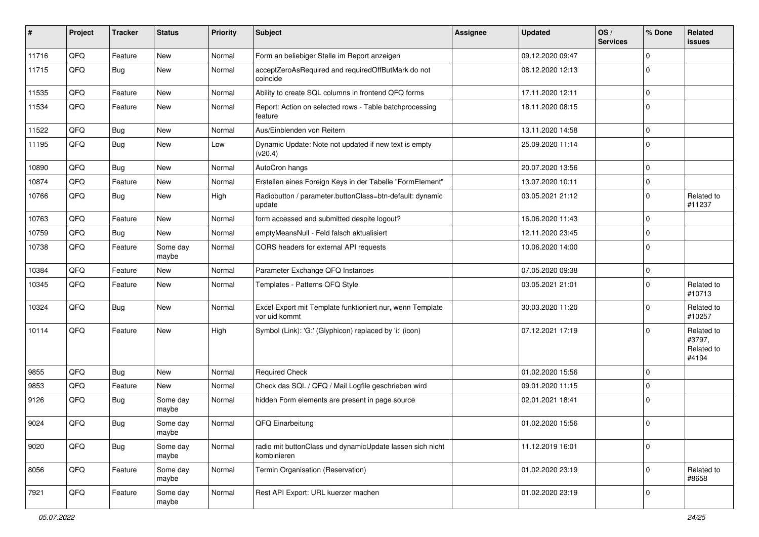| # | Project | Tracker | Status | Priority | Subject | Assignee | Updated | OS / Services | % Done | Related issues |
|---|---|---|---|---|---|---|---|---|---|---|
| 11716 | QFQ | Feature | New | Normal | Form an beliebiger Stelle im Report anzeigen | | 09.12.2020 09:47 | | 0 | |
| 11715 | QFQ | Bug | New | Normal | acceptZeroAsRequired and requiredOffButMark do not coincide | | 08.12.2020 12:13 | | 0 | |
| 11535 | QFQ | Feature | New | Normal | Ability to create SQL columns in frontend QFQ forms | | 17.11.2020 12:11 | | 0 | |
| 11534 | QFQ | Feature | New | Normal | Report: Action on selected rows - Table batchprocessing feature | | 18.11.2020 08:15 | | 0 | |
| 11522 | QFQ | Bug | New | Normal | Aus/Einblenden von Reitern | | 13.11.2020 14:58 | | 0 | |
| 11195 | QFQ | Bug | New | Low | Dynamic Update: Note not updated if new text is empty (v20.4) | | 25.09.2020 11:14 | | 0 | |
| 10890 | QFQ | Bug | New | Normal | AutoCron hangs | | 20.07.2020 13:56 | | 0 | |
| 10874 | QFQ | Feature | New | Normal | Erstellen eines Foreign Keys in der Tabelle "FormElement" | | 13.07.2020 10:11 | | 0 | |
| 10766 | QFQ | Bug | New | High | Radiobutton / parameter.buttonClass=btn-default: dynamic update | | 03.05.2021 21:12 | | 0 | Related to #11237 |
| 10763 | QFQ | Feature | New | Normal | form accessed and submitted despite logout? | | 16.06.2020 11:43 | | 0 | |
| 10759 | QFQ | Bug | New | Normal | emptyMeansNull - Feld falsch aktualisiert | | 12.11.2020 23:45 | | 0 | |
| 10738 | QFQ | Feature | Some day maybe | Normal | CORS headers for external API requests | | 10.06.2020 14:00 | | 0 | |
| 10384 | QFQ | Feature | New | Normal | Parameter Exchange QFQ Instances | | 07.05.2020 09:38 | | 0 | |
| 10345 | QFQ | Feature | New | Normal | Templates - Patterns QFQ Style | | 03.05.2021 21:01 | | 0 | Related to #10713 |
| 10324 | QFQ | Bug | New | Normal | Excel Export mit Template funktioniert nur, wenn Template vor uid kommt | | 30.03.2020 11:20 | | 0 | Related to #10257 |
| 10114 | QFQ | Feature | New | High | Symbol (Link): 'G:' (Glyphicon) replaced by 'i:' (icon) | | 07.12.2021 17:19 | | 0 | Related to #3797, Related to #4194 |
| 9855 | QFQ | Bug | New | Normal | Required Check | | 01.02.2020 15:56 | | 0 | |
| 9853 | QFQ | Feature | New | Normal | Check das SQL / QFQ / Mail Logfile geschrieben wird | | 09.01.2020 11:15 | | 0 | |
| 9126 | QFQ | Bug | Some day maybe | Normal | hidden Form elements are present in page source | | 02.01.2021 18:41 | | 0 | |
| 9024 | QFQ | Bug | Some day maybe | Normal | QFQ Einarbeitung | | 01.02.2020 15:56 | | 0 | |
| 9020 | QFQ | Bug | Some day maybe | Normal | radio mit buttonClass und dynamicUpdate lassen sich nicht kombinieren | | 11.12.2019 16:01 | | 0 | |
| 8056 | QFQ | Feature | Some day maybe | Normal | Termin Organisation (Reservation) | | 01.02.2020 23:19 | | 0 | Related to #8658 |
| 7921 | QFQ | Feature | Some day maybe | Normal | Rest API Export: URL kuerzer machen | | 01.02.2020 23:19 | | 0 | |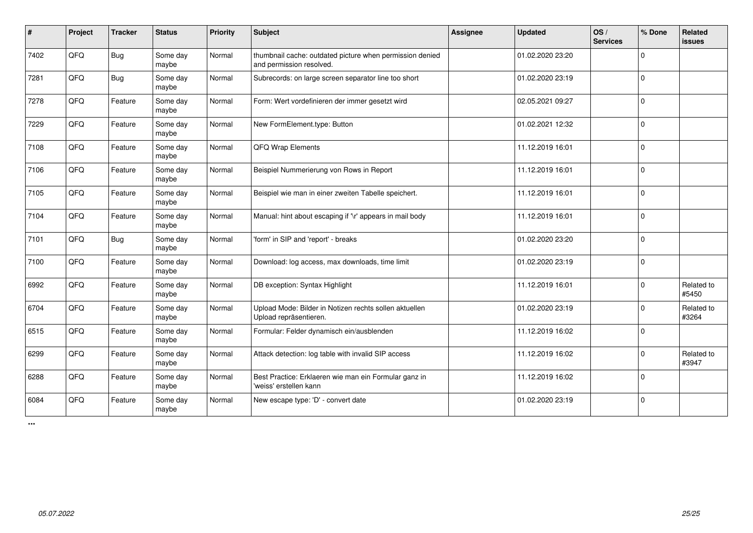| # | Project | Tracker | Status | Priority | Subject | Assignee | Updated | OS / Services | % Done | Related issues |
|---|---|---|---|---|---|---|---|---|---|---|
| 7402 | QFQ | Bug | Some day maybe | Normal | thumbnail cache: outdated picture when permission denied and permission resolved. | | 01.02.2020 23:20 | | 0 | |
| 7281 | QFQ | Bug | Some day maybe | Normal | Subrecords: on large screen separator line too short | | 01.02.2020 23:19 | | 0 | |
| 7278 | QFQ | Feature | Some day maybe | Normal | Form: Wert vordefinieren der immer gesetzt wird | | 02.05.2021 09:27 | | 0 | |
| 7229 | QFQ | Feature | Some day maybe | Normal | New FormElement.type: Button | | 01.02.2021 12:32 | | 0 | |
| 7108 | QFQ | Feature | Some day maybe | Normal | QFQ Wrap Elements | | 11.12.2019 16:01 | | 0 | |
| 7106 | QFQ | Feature | Some day maybe | Normal | Beispiel Nummerierung von Rows in Report | | 11.12.2019 16:01 | | 0 | |
| 7105 | QFQ | Feature | Some day maybe | Normal | Beispiel wie man in einer zweiten Tabelle speichert. | | 11.12.2019 16:01 | | 0 | |
| 7104 | QFQ | Feature | Some day maybe | Normal | Manual: hint about escaping if '\r' appears in mail body | | 11.12.2019 16:01 | | 0 | |
| 7101 | QFQ | Bug | Some day maybe | Normal | 'form' in SIP and 'report' - breaks | | 01.02.2020 23:20 | | 0 | |
| 7100 | QFQ | Feature | Some day maybe | Normal | Download: log access, max downloads, time limit | | 01.02.2020 23:19 | | 0 | |
| 6992 | QFQ | Feature | Some day maybe | Normal | DB exception: Syntax Highlight | | 11.12.2019 16:01 | | 0 | Related to #5450 |
| 6704 | QFQ | Feature | Some day maybe | Normal | Upload Mode: Bilder in Notizen rechts sollen aktuellen Upload repräsentieren. | | 01.02.2020 23:19 | | 0 | Related to #3264 |
| 6515 | QFQ | Feature | Some day maybe | Normal | Formular: Felder dynamisch ein/ausblenden | | 11.12.2019 16:02 | | 0 | |
| 6299 | QFQ | Feature | Some day maybe | Normal | Attack detection: log table with invalid SIP access | | 11.12.2019 16:02 | | 0 | Related to #3947 |
| 6288 | QFQ | Feature | Some day maybe | Normal | Best Practice: Erklaeren wie man ein Formular ganz in 'weiss' erstellen kann | | 11.12.2019 16:02 | | 0 | |
| 6084 | QFQ | Feature | Some day maybe | Normal | New escape type: 'D' - convert date | | 01.02.2020 23:19 | | 0 | |

...